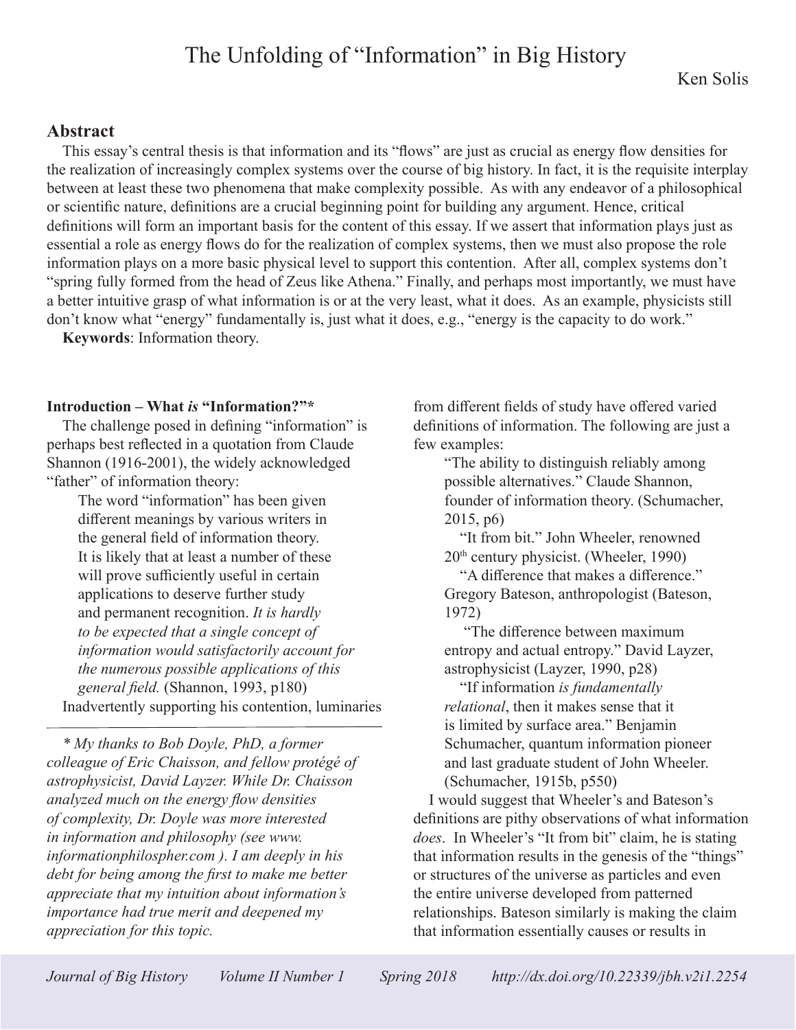# The Unfolding of "Information" in Big History

Ken Solis

## Abstract

This essay's central thesis is that information and its "flows" are just as crucial as energy flow densities for the realization of increasingly complex systems over the course of big history. In fact, it is the requisite interplay between at least these two phenomena that make complexity possible. As with any endeavor of a philosophical or scientific nature, definitions are a crucial beginning point for building any argument. Hence, critical definitions will form an important basis for the content of this essay. If we assert that information plays just as essential a role as energy flows do for the realization of complex systems, then we must also propose the role information plays on a more basic physical level to support this contention. After all, complex systems don't "spring fully formed from the head of Zeus like Athena." Finally, and perhaps most importantly, we must have a better intuitive grasp of what information is or at the very least, what it does. As an example, physicists still don't know what "energy" fundamentally is, just what it does, e.g., "energy is the capacity to do work."

**Keywords**: Information theory.

### Introduction – What *is* "Information?"*

The challenge posed in defining "information" is perhaps best reflected in a quotation from Claude Shannon (1916-2001), the widely acknowledged "father" of information theory:

> The word "information" has been given different meanings by various writers in the general field of information theory. It is likely that at least a number of these will prove sufficiently useful in certain applications to deserve further study and permanent recognition. *It is hardly to be expected that a single concept of information would satisfactorily account for the numerous possible applications of this general field.* (Shannon, 1993, p180)

Inadvertently supporting his contention, luminaries from different fields of study have offered varied definitions of information. The following are just a few examples:

> "The ability to distinguish reliably among possible alternatives." Claude Shannon, founder of information theory. (Schumacher, 2015, p6)
>
> "It from bit." John Wheeler, renowned 20th century physicist. (Wheeler, 1990)
>
> "A difference that makes a difference." Gregory Bateson, anthropologist (Bateson, 1972)
>
> "The difference between maximum entropy and actual entropy." David Layzer, astrophysicist (Layzer, 1990, p28)
>
> "If information *is fundamentally relational*, then it makes sense that it is limited by surface area." Benjamin Schumacher, quantum information pioneer and last graduate student of John Wheeler. (Schumacher, 1915b, p550)

I would suggest that Wheeler's and Bateson's definitions are pithy observations of what information *does*. In Wheeler's "It from bit" claim, he is stating that information results in the genesis of the "things" or structures of the universe as particles and even the entire universe developed from patterned relationships. Bateson similarly is making the claim that information essentially causes or results in

*\* My thanks to Bob Doyle, PhD, a former colleague of Eric Chaisson, and fellow protégé of astrophysicist, David Layzer. While Dr. Chaisson analyzed much on the energy flow densities of complexity, Dr. Doyle was more interested in information and philosophy (see www.informationphilospher.com ). I am deeply in his debt for being among the first to make me better appreciate that my intuition about information's importance had true merit and deepened my appreciation for this topic.*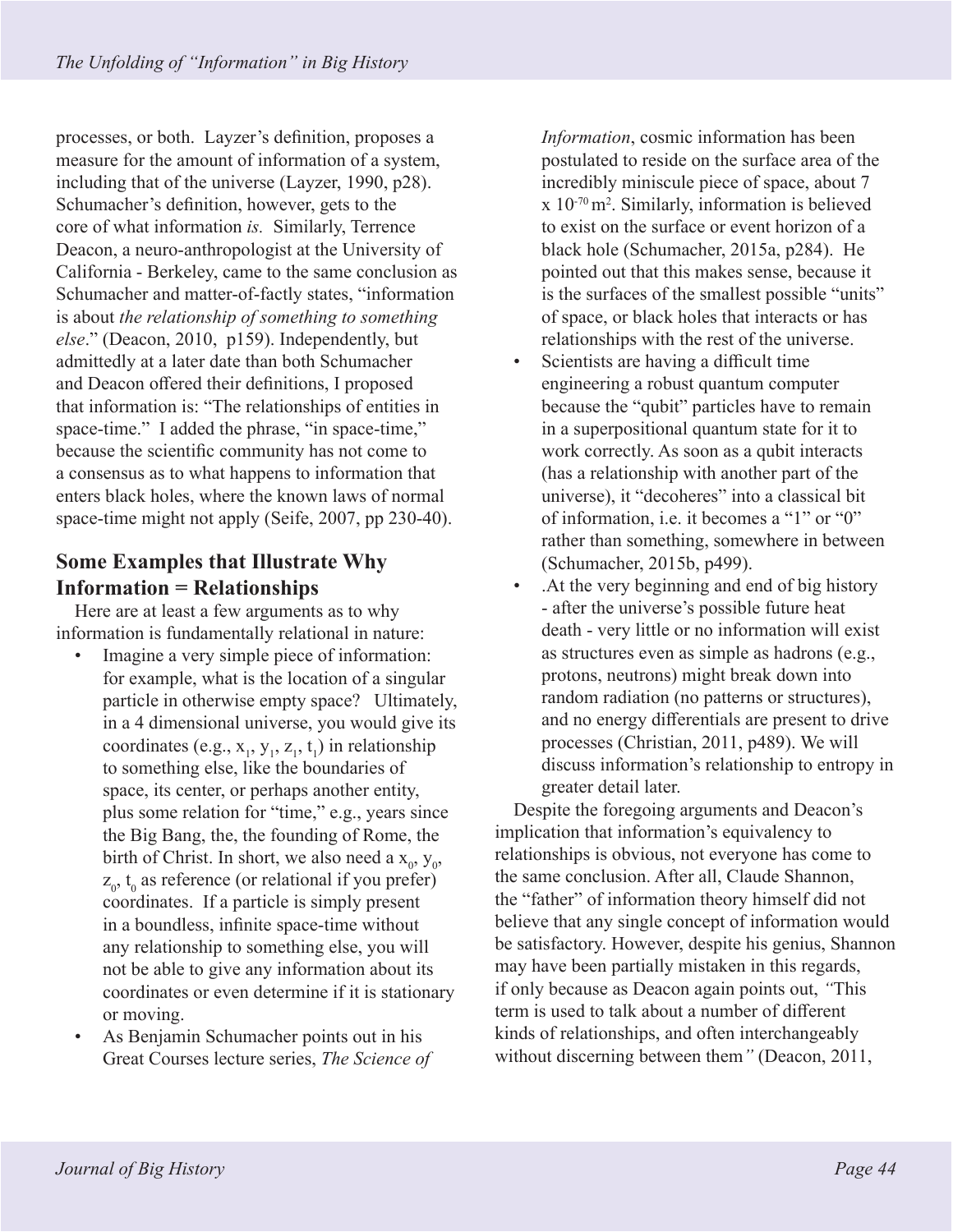processes, or both. Layzer's definition, proposes a measure for the amount of information of a system, including that of the universe (Layzer, 1990, p28). Schumacher's definition, however, gets to the core of what information *is.* Similarly, Terrence Deacon, a neuro-anthropologist at the University of California - Berkeley, came to the same conclusion as Schumacher and matter-of-factly states, "information is about *the relationship of something to something else*." (Deacon, 2010, p159). Independently, but admittedly at a later date than both Schumacher and Deacon offered their definitions, I proposed that information is: "The relationships of entities in space-time." I added the phrase, "in space-time," because the scientific community has not come to a consensus as to what happens to information that enters black holes, where the known laws of normal space-time might not apply (Seife, 2007, pp 230-40).

## Some Examples that Illustrate Why Information = Relationships

Here are at least a few arguments as to why information is fundamentally relational in nature:

- Imagine a very simple piece of information: for example, what is the location of a singular particle in otherwise empty space? Ultimately, in a 4 dimensional universe, you would give its coordinates (e.g., $x_1$, $y_1$, $z_1$, $t_1$) in relationship to something else, like the boundaries of space, its center, or perhaps another entity, plus some relation for "time," e.g., years since the Big Bang, the, the founding of Rome, the birth of Christ. In short, we also need a $x_0$, $y_0$, $z_0$, $t_0$ as reference (or relational if you prefer) coordinates. If a particle is simply present in a boundless, infinite space-time without any relationship to something else, you will not be able to give any information about its coordinates or even determine if it is stationary or moving.
- As Benjamin Schumacher points out in his Great Courses lecture series, *The Science of Information*, cosmic information has been postulated to reside on the surface area of the incredibly miniscule piece of space, about $7 \times 10^{-70}$ m$^2$. Similarly, information is believed to exist on the surface or event horizon of a black hole (Schumacher, 2015a, p284). He pointed out that this makes sense, because it is the surfaces of the smallest possible "units" of space, or black holes that interacts or has relationships with the rest of the universe.
- Scientists are having a difficult time engineering a robust quantum computer because the "qubit" particles have to remain in a superpositional quantum state for it to work correctly. As soon as a qubit interacts (has a relationship with another part of the universe), it "decoheres" into a classical bit of information, i.e. it becomes a "1" or "0" rather than something, somewhere in between (Schumacher, 2015b, p499).
- .At the very beginning and end of big history - after the universe's possible future heat death - very little or no information will exist as structures even as simple as hadrons (e.g., protons, neutrons) might break down into random radiation (no patterns or structures), and no energy differentials are present to drive processes (Christian, 2011, p489). We will discuss information's relationship to entropy in greater detail later.

Despite the foregoing arguments and Deacon's implication that information's equivalency to relationships is obvious, not everyone has come to the same conclusion. After all, Claude Shannon, the "father" of information theory himself did not believe that any single concept of information would be satisfactory. However, despite his genius, Shannon may have been partially mistaken in this regards, if only because as Deacon again points out, *"This term is used to talk about a number of different kinds of relationships, and often interchangeably without discerning between them"* (Deacon, 2011,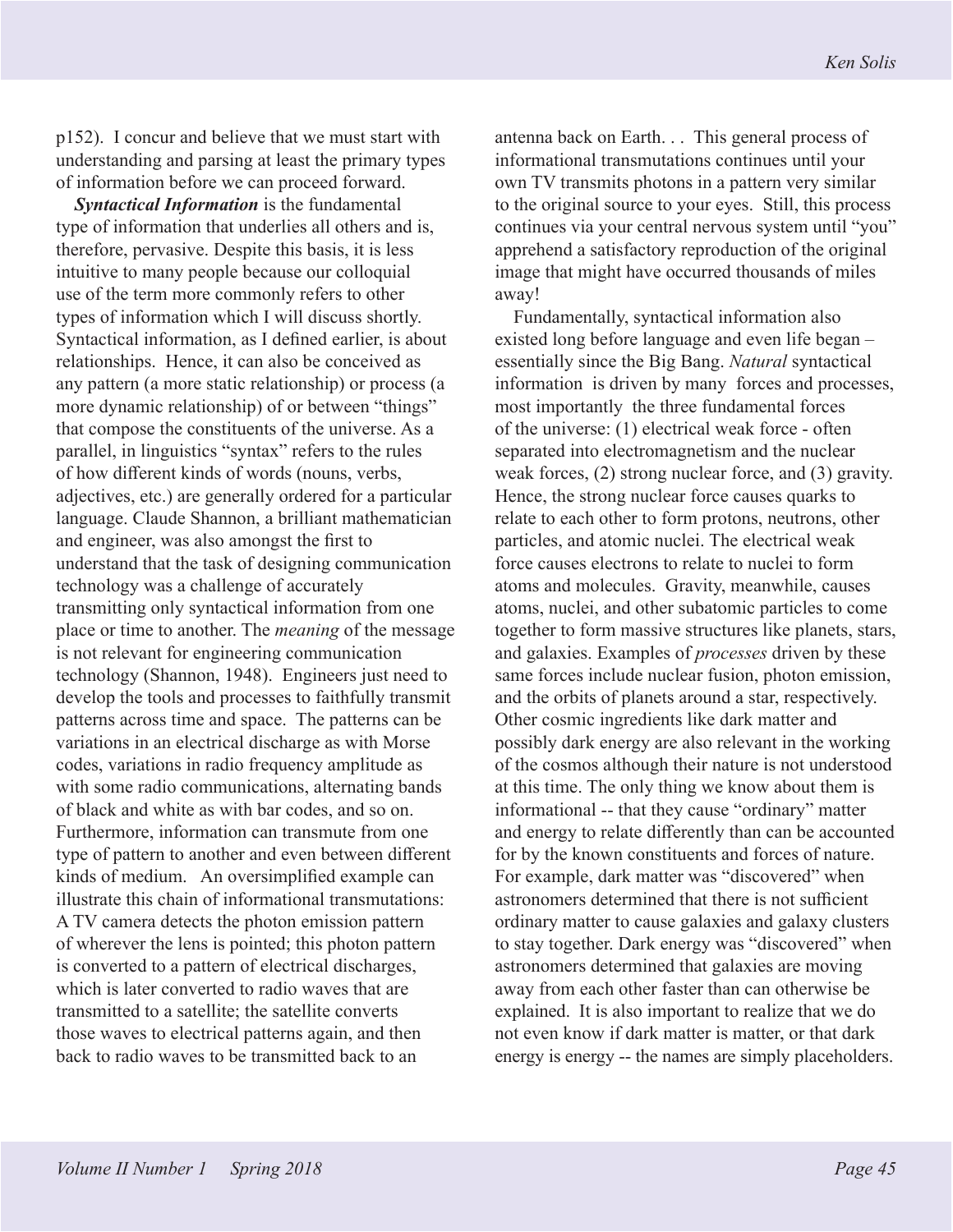p152). I concur and believe that we must start with understanding and parsing at least the primary types of information before we can proceed forward.

***Syntactical Information*** is the fundamental type of information that underlies all others and is, therefore, pervasive. Despite this basis, it is less intuitive to many people because our colloquial use of the term more commonly refers to other types of information which I will discuss shortly. Syntactical information, as I defined earlier, is about relationships. Hence, it can also be conceived as any pattern (a more static relationship) or process (a more dynamic relationship) of or between "things" that compose the constituents of the universe. As a parallel, in linguistics "syntax" refers to the rules of how different kinds of words (nouns, verbs, adjectives, etc.) are generally ordered for a particular language. Claude Shannon, a brilliant mathematician and engineer, was also amongst the first to understand that the task of designing communication technology was a challenge of accurately transmitting only syntactical information from one place or time to another. The *meaning* of the message is not relevant for engineering communication technology (Shannon, 1948). Engineers just need to develop the tools and processes to faithfully transmit patterns across time and space. The patterns can be variations in an electrical discharge as with Morse codes, variations in radio frequency amplitude as with some radio communications, alternating bands of black and white as with bar codes, and so on. Furthermore, information can transmute from one type of pattern to another and even between different kinds of medium. An oversimplified example can illustrate this chain of informational transmutations: A TV camera detects the photon emission pattern of wherever the lens is pointed; this photon pattern is converted to a pattern of electrical discharges, which is later converted to radio waves that are transmitted to a satellite; the satellite converts those waves to electrical patterns again, and then back to radio waves to be transmitted back to an antenna back on Earth. . . This general process of informational transmutations continues until your own TV transmits photons in a pattern very similar to the original source to your eyes. Still, this process continues via your central nervous system until "you" apprehend a satisfactory reproduction of the original image that might have occurred thousands of miles away!

Fundamentally, syntactical information also existed long before language and even life began – essentially since the Big Bang. *Natural* syntactical information is driven by many forces and processes, most importantly the three fundamental forces of the universe: (1) electrical weak force - often separated into electromagnetism and the nuclear weak forces, (2) strong nuclear force, and (3) gravity. Hence, the strong nuclear force causes quarks to relate to each other to form protons, neutrons, other particles, and atomic nuclei. The electrical weak force causes electrons to relate to nuclei to form atoms and molecules. Gravity, meanwhile, causes atoms, nuclei, and other subatomic particles to come together to form massive structures like planets, stars, and galaxies. Examples of *processes* driven by these same forces include nuclear fusion, photon emission, and the orbits of planets around a star, respectively. Other cosmic ingredients like dark matter and possibly dark energy are also relevant in the working of the cosmos although their nature is not understood at this time. The only thing we know about them is informational -- that they cause "ordinary" matter and energy to relate differently than can be accounted for by the known constituents and forces of nature. For example, dark matter was "discovered" when astronomers determined that there is not sufficient ordinary matter to cause galaxies and galaxy clusters to stay together. Dark energy was "discovered" when astronomers determined that galaxies are moving away from each other faster than can otherwise be explained. It is also important to realize that we do not even know if dark matter is matter, or that dark energy is energy -- the names are simply placeholders.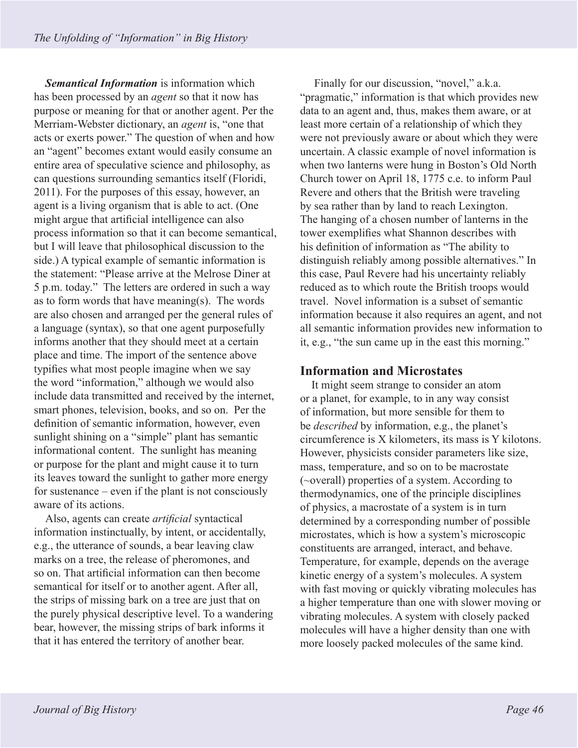***Semantical Information*** is information which has been processed by an *agent* so that it now has purpose or meaning for that or another agent. Per the Merriam-Webster dictionary, an *agent* is, "one that acts or exerts power." The question of when and how an "agent" becomes extant would easily consume an entire area of speculative science and philosophy, as can questions surrounding semantics itself (Floridi, 2011). For the purposes of this essay, however, an agent is a living organism that is able to act. (One might argue that artificial intelligence can also process information so that it can become semantical, but I will leave that philosophical discussion to the side.) A typical example of semantic information is the statement: "Please arrive at the Melrose Diner at 5 p.m. today." The letters are ordered in such a way as to form words that have meaning(s). The words are also chosen and arranged per the general rules of a language (syntax), so that one agent purposefully informs another that they should meet at a certain place and time. The import of the sentence above typifies what most people imagine when we say the word "information," although we would also include data transmitted and received by the internet, smart phones, television, books, and so on. Per the definition of semantic information, however, even sunlight shining on a "simple" plant has semantic informational content. The sunlight has meaning or purpose for the plant and might cause it to turn its leaves toward the sunlight to gather more energy for sustenance – even if the plant is not consciously aware of its actions.

Also, agents can create *artificial* syntactical information instinctually, by intent, or accidentally, e.g., the utterance of sounds, a bear leaving claw marks on a tree, the release of pheromones, and so on. That artificial information can then become semantical for itself or to another agent. After all, the strips of missing bark on a tree are just that on the purely physical descriptive level. To a wandering bear, however, the missing strips of bark informs it that it has entered the territory of another bear.

Finally for our discussion, "novel," a.k.a. "pragmatic," information is that which provides new data to an agent and, thus, makes them aware, or at least more certain of a relationship of which they were not previously aware or about which they were uncertain. A classic example of novel information is when two lanterns were hung in Boston's Old North Church tower on April 18, 1775 c.e. to inform Paul Revere and others that the British were traveling by sea rather than by land to reach Lexington. The hanging of a chosen number of lanterns in the tower exemplifies what Shannon describes with his definition of information as "The ability to distinguish reliably among possible alternatives." In this case, Paul Revere had his uncertainty reliably reduced as to which route the British troops would travel. Novel information is a subset of semantic information because it also requires an agent, and not all semantic information provides new information to it, e.g., "the sun came up in the east this morning."

## Information and Microstates

It might seem strange to consider an atom or a planet, for example, to in any way consist of information, but more sensible for them to be *described* by information, e.g., the planet's circumference is X kilometers, its mass is Y kilotons. However, physicists consider parameters like size, mass, temperature, and so on to be macrostate (~overall) properties of a system. According to thermodynamics, one of the principle disciplines of physics, a macrostate of a system is in turn determined by a corresponding number of possible microstates, which is how a system's microscopic constituents are arranged, interact, and behave. Temperature, for example, depends on the average kinetic energy of a system's molecules. A system with fast moving or quickly vibrating molecules has a higher temperature than one with slower moving or vibrating molecules. A system with closely packed molecules will have a higher density than one with more loosely packed molecules of the same kind.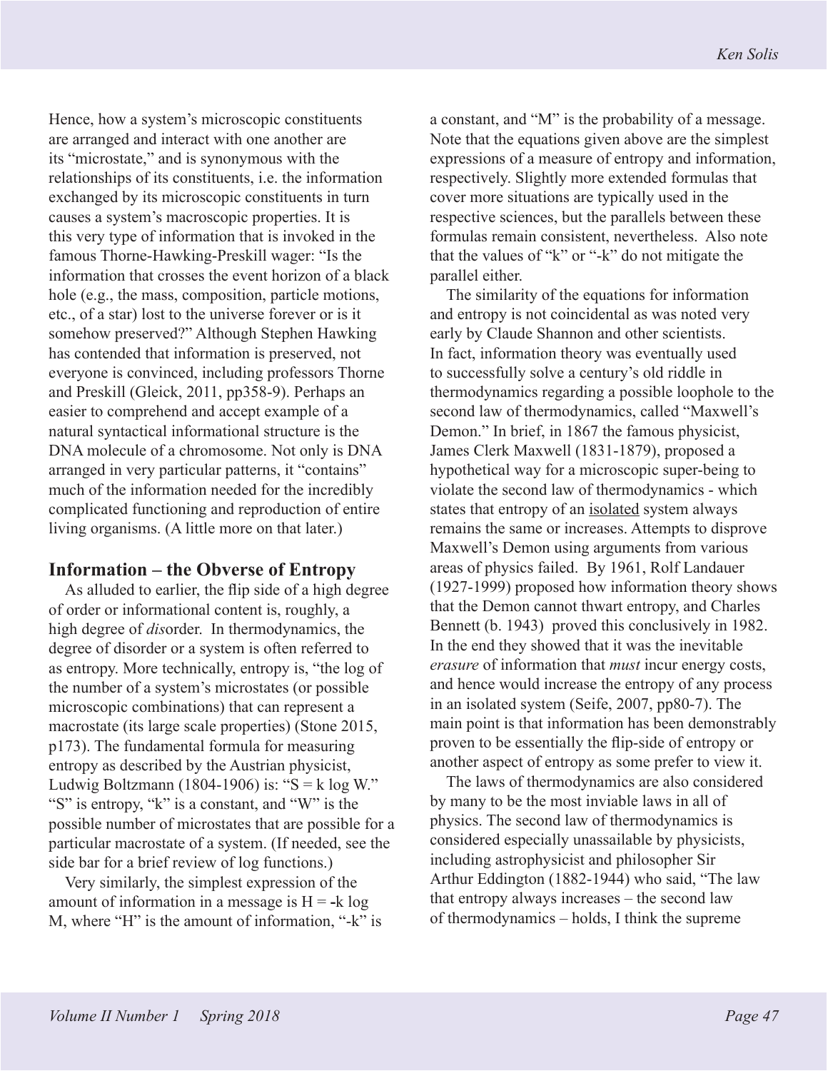Hence, how a system's microscopic constituents are arranged and interact with one another are its "microstate," and is synonymous with the relationships of its constituents, i.e. the information exchanged by its microscopic constituents in turn causes a system's macroscopic properties. It is this very type of information that is invoked in the famous Thorne-Hawking-Preskill wager: "Is the information that crosses the event horizon of a black hole (e.g., the mass, composition, particle motions, etc., of a star) lost to the universe forever or is it somehow preserved?" Although Stephen Hawking has contended that information is preserved, not everyone is convinced, including professors Thorne and Preskill (Gleick, 2011, pp358-9). Perhaps an easier to comprehend and accept example of a natural syntactical informational structure is the DNA molecule of a chromosome. Not only is DNA arranged in very particular patterns, it "contains" much of the information needed for the incredibly complicated functioning and reproduction of entire living organisms. (A little more on that later.)

## Information – the Obverse of Entropy

As alluded to earlier, the flip side of a high degree of order or informational content is, roughly, a high degree of *dis*order. In thermodynamics, the degree of disorder or a system is often referred to as entropy. More technically, entropy is, "the log of the number of a system's microstates (or possible microscopic combinations) that can represent a macrostate (its large scale properties) (Stone 2015, p173). The fundamental formula for measuring entropy as described by the Austrian physicist, Ludwig Boltzmann (1804-1906) is: "$S = k \log W$." "S" is entropy, "k" is a constant, and "W" is the possible number of microstates that are possible for a particular macrostate of a system. (If needed, see the side bar for a brief review of log functions.)

Very similarly, the simplest expression of the amount of information in a message is $H = -k \log M$, where "H" is the amount of information, "-k" is a constant, and "M" is the probability of a message. Note that the equations given above are the simplest expressions of a measure of entropy and information, respectively. Slightly more extended formulas that cover more situations are typically used in the respective sciences, but the parallels between these formulas remain consistent, nevertheless. Also note that the values of "k" or "-k" do not mitigate the parallel either.

The similarity of the equations for information and entropy is not coincidental as was noted very early by Claude Shannon and other scientists. In fact, information theory was eventually used to successfully solve a century's old riddle in thermodynamics regarding a possible loophole to the second law of thermodynamics, called "Maxwell's Demon." In brief, in 1867 the famous physicist, James Clerk Maxwell (1831-1879), proposed a hypothetical way for a microscopic super-being to violate the second law of thermodynamics - which states that entropy of an <u>isolated</u> system always remains the same or increases. Attempts to disprove Maxwell's Demon using arguments from various areas of physics failed. By 1961, Rolf Landauer (1927-1999) proposed how information theory shows that the Demon cannot thwart entropy, and Charles Bennett (b. 1943) proved this conclusively in 1982. In the end they showed that it was the inevitable *erasure* of information that *must* incur energy costs, and hence would increase the entropy of any process in an isolated system (Seife, 2007, pp80-7). The main point is that information has been demonstrably proven to be essentially the flip-side of entropy or another aspect of entropy as some prefer to view it.

The laws of thermodynamics are also considered by many to be the most inviable laws in all of physics. The second law of thermodynamics is considered especially unassailable by physicists, including astrophysicist and philosopher Sir Arthur Eddington (1882-1944) who said, "The law that entropy always increases – the second law of thermodynamics – holds, I think the supreme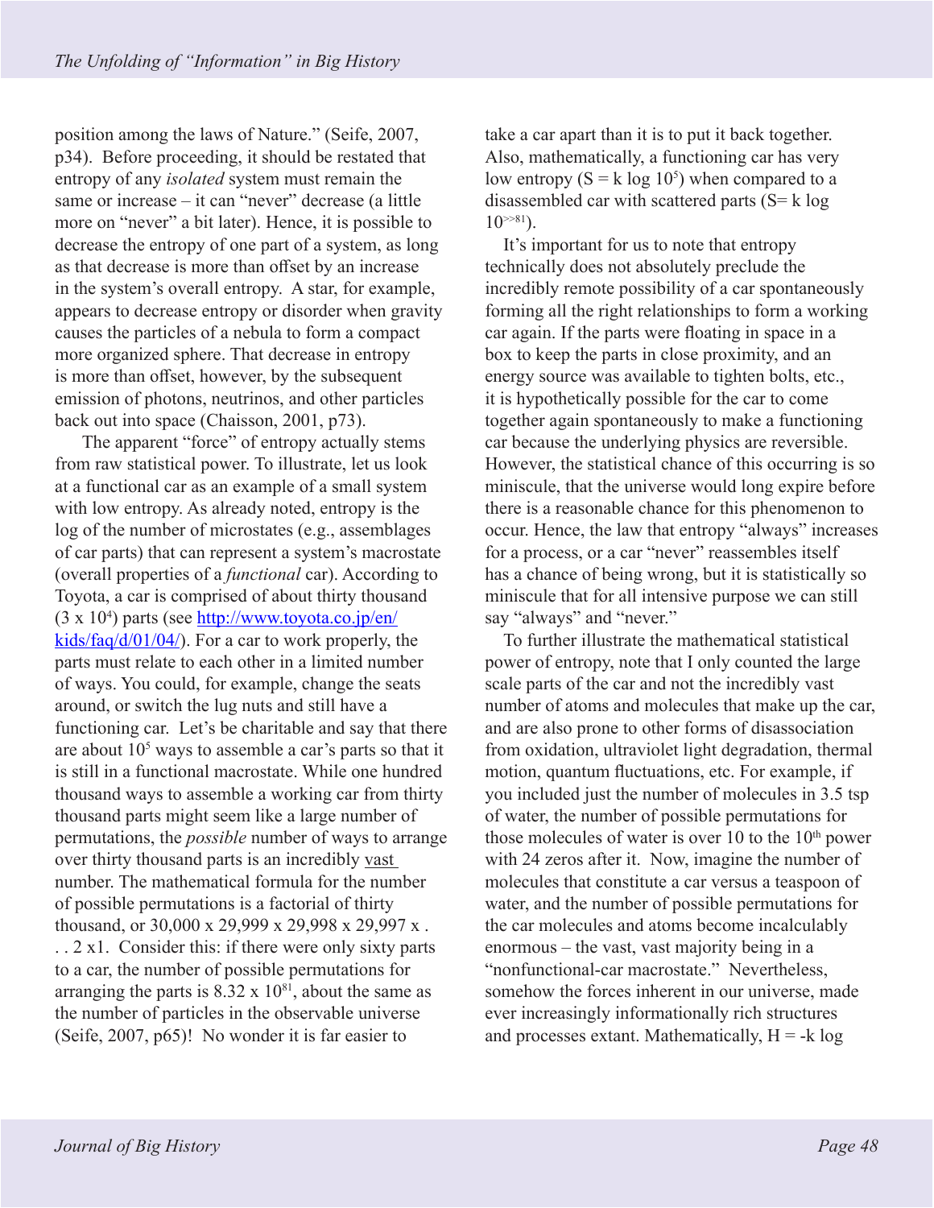position among the laws of Nature." (Seife, 2007, p34). Before proceeding, it should be restated that entropy of any *isolated* system must remain the same or increase – it can "never" decrease (a little more on "never" a bit later). Hence, it is possible to decrease the entropy of one part of a system, as long as that decrease is more than offset by an increase in the system's overall entropy. A star, for example, appears to decrease entropy or disorder when gravity causes the particles of a nebula to form a compact more organized sphere. That decrease in entropy is more than offset, however, by the subsequent emission of photons, neutrinos, and other particles back out into space (Chaisson, 2001, p73).

The apparent "force" of entropy actually stems from raw statistical power. To illustrate, let us look at a functional car as an example of a small system with low entropy. As already noted, entropy is the log of the number of microstates (e.g., assemblages of car parts) that can represent a system's macrostate (overall properties of a *functional* car). According to Toyota, a car is comprised of about thirty thousand ($3 \times 10^4$) parts (see [http://www.toyota.co.jp/en/kids/faq/d/01/04/](http://www.toyota.co.jp/en/kids/faq/d/01/04/)). For a car to work properly, the parts must relate to each other in a limited number of ways. You could, for example, change the seats around, or switch the lug nuts and still have a functioning car. Let's be charitable and say that there are about $10^5$ ways to assemble a car's parts so that it is still in a functional macrostate. While one hundred thousand ways to assemble a working car from thirty thousand parts might seem like a large number of permutations, the *possible* number of ways to arrange over thirty thousand parts is an incredibly vast number. The mathematical formula for the number of possible permutations is a factorial of thirty thousand, or $30{,}000 \times 29{,}999 \times 29{,}998 \times 29{,}997 \times \ldots 2 \times 1$. Consider this: if there were only sixty parts to a car, the number of possible permutations for arranging the parts is $8.32 \times 10^{81}$, about the same as the number of particles in the observable universe (Seife, 2007, p65)! No wonder it is far easier to take a car apart than it is to put it back together. Also, mathematically, a functioning car has very low entropy ($S = k \log 10^5$) when compared to a disassembled car with scattered parts ($S = k \log 10^{>>81}$).

It's important for us to note that entropy technically does not absolutely preclude the incredibly remote possibility of a car spontaneously forming all the right relationships to form a working car again. If the parts were floating in space in a box to keep the parts in close proximity, and an energy source was available to tighten bolts, etc., it is hypothetically possible for the car to come together again spontaneously to make a functioning car because the underlying physics are reversible. However, the statistical chance of this occurring is so miniscule, that the universe would long expire before there is a reasonable chance for this phenomenon to occur. Hence, the law that entropy "always" increases for a process, or a car "never" reassembles itself has a chance of being wrong, but it is statistically so miniscule that for all intensive purpose we can still say "always" and "never."

To further illustrate the mathematical statistical power of entropy, note that I only counted the large scale parts of the car and not the incredibly vast number of atoms and molecules that make up the car, and are also prone to other forms of disassociation from oxidation, ultraviolet light degradation, thermal motion, quantum fluctuations, etc. For example, if you included just the number of molecules in 3.5 tsp of water, the number of possible permutations for those molecules of water is over 10 to the $10^{th}$ power with 24 zeros after it. Now, imagine the number of molecules that constitute a car versus a teaspoon of water, and the number of possible permutations for the car molecules and atoms become incalculably enormous – the vast, vast majority being in a "nonfunctional-car macrostate." Nevertheless, somehow the forces inherent in our universe, made ever increasingly informationally rich structures and processes extant. Mathematically, H = -k log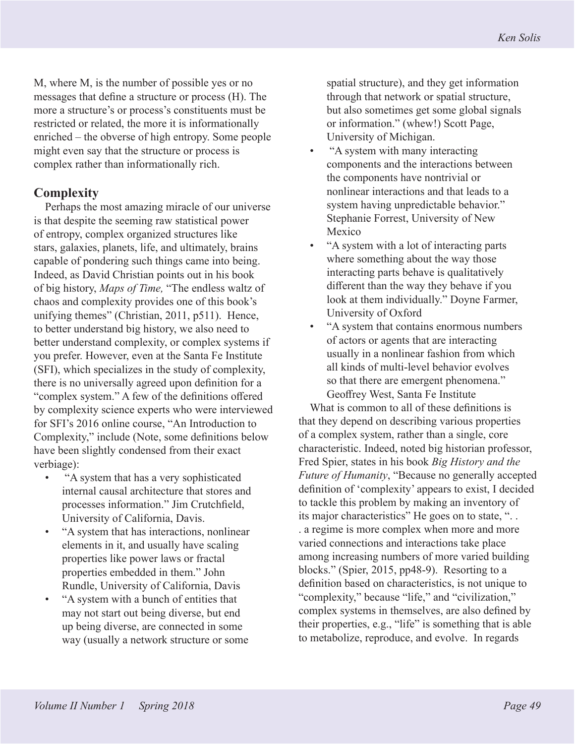M, where M, is the number of possible yes or no messages that define a structure or process (H). The more a structure's or process's constituents must be restricted or related, the more it is informationally enriched – the obverse of high entropy. Some people might even say that the structure or process is complex rather than informationally rich.

## Complexity

Perhaps the most amazing miracle of our universe is that despite the seeming raw statistical power of entropy, complex organized structures like stars, galaxies, planets, life, and ultimately, brains capable of pondering such things came into being. Indeed, as David Christian points out in his book of big history, *Maps of Time,* "The endless waltz of chaos and complexity provides one of this book's unifying themes" (Christian, 2011, p511). Hence, to better understand big history, we also need to better understand complexity, or complex systems if you prefer. However, even at the Santa Fe Institute (SFI), which specializes in the study of complexity, there is no universally agreed upon definition for a "complex system." A few of the definitions offered by complexity science experts who were interviewed for SFI's 2016 online course, "An Introduction to Complexity," include (Note, some definitions below have been slightly condensed from their exact verbiage):

- "A system that has a very sophisticated internal causal architecture that stores and processes information." Jim Crutchfield, University of California, Davis.
- "A system that has interactions, nonlinear elements in it, and usually have scaling properties like power laws or fractal properties embedded in them." John Rundle, University of California, Davis
- "A system with a bunch of entities that may not start out being diverse, but end up being diverse, are connected in some way (usually a network structure or some spatial structure), and they get information through that network or spatial structure, but also sometimes get some global signals or information." (whew!) Scott Page, University of Michigan.
- "A system with many interacting components and the interactions between the components have nontrivial or nonlinear interactions and that leads to a system having unpredictable behavior." Stephanie Forrest, University of New Mexico
- "A system with a lot of interacting parts where something about the way those interacting parts behave is qualitatively different than the way they behave if you look at them individually." Doyne Farmer, University of Oxford
- "A system that contains enormous numbers of actors or agents that are interacting usually in a nonlinear fashion from which all kinds of multi-level behavior evolves so that there are emergent phenomena." Geoffrey West, Santa Fe Institute

What is common to all of these definitions is that they depend on describing various properties of a complex system, rather than a single, core characteristic. Indeed, noted big historian professor, Fred Spier, states in his book *Big History and the Future of Humanity*, "Because no generally accepted definition of 'complexity' appears to exist, I decided to tackle this problem by making an inventory of its major characteristics" He goes on to state, ". . . a regime is more complex when more and more varied connections and interactions take place among increasing numbers of more varied building blocks." (Spier, 2015, pp48-9). Resorting to a definition based on characteristics, is not unique to "complexity," because "life," and "civilization," complex systems in themselves, are also defined by their properties, e.g., "life" is something that is able to metabolize, reproduce, and evolve. In regards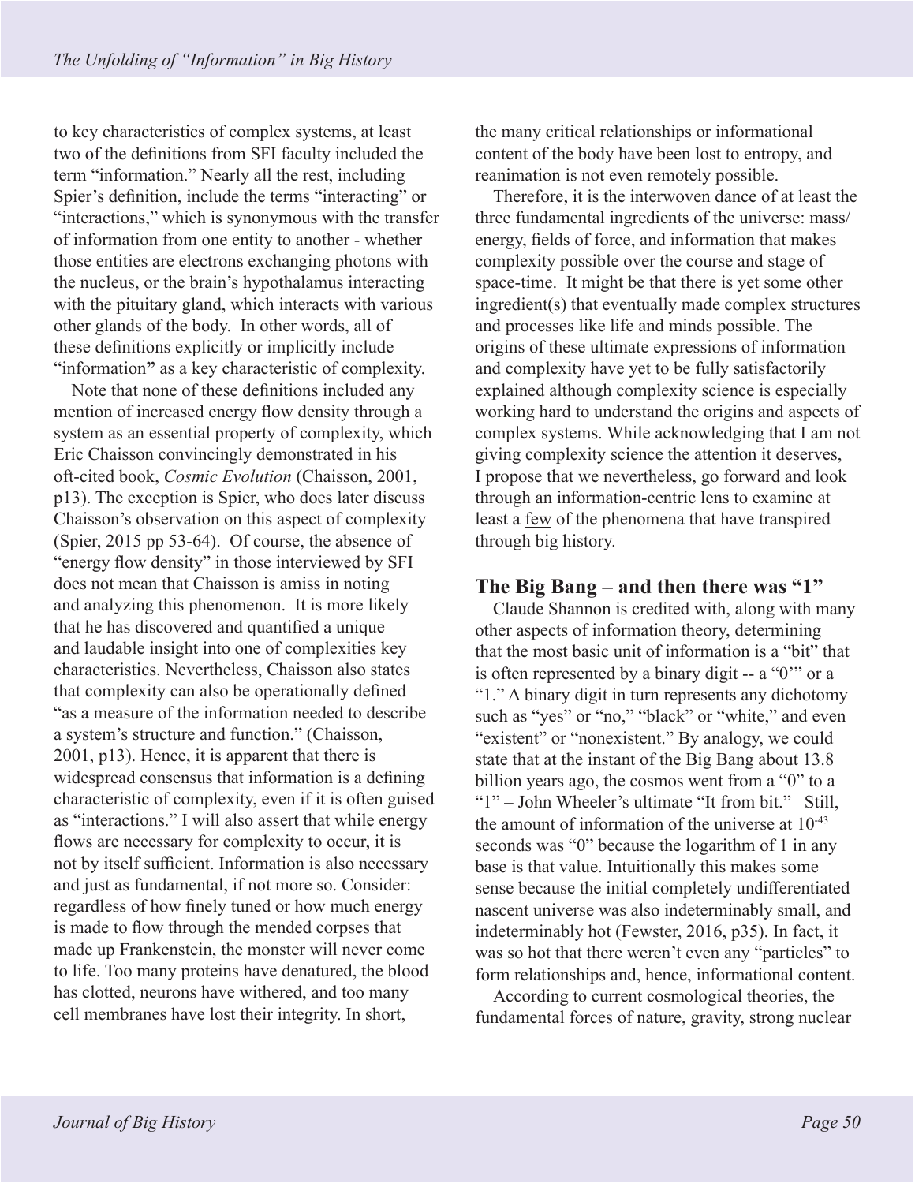to key characteristics of complex systems, at least two of the definitions from SFI faculty included the term "information." Nearly all the rest, including Spier's definition, include the terms "interacting" or "interactions," which is synonymous with the transfer of information from one entity to another - whether those entities are electrons exchanging photons with the nucleus, or the brain's hypothalamus interacting with the pituitary gland, which interacts with various other glands of the body. In other words, all of these definitions explicitly or implicitly include "information**"** as a key characteristic of complexity.

Note that none of these definitions included any mention of increased energy flow density through a system as an essential property of complexity, which Eric Chaisson convincingly demonstrated in his oft-cited book, *Cosmic Evolution* (Chaisson, 2001, p13). The exception is Spier, who does later discuss Chaisson's observation on this aspect of complexity (Spier, 2015 pp 53-64). Of course, the absence of "energy flow density" in those interviewed by SFI does not mean that Chaisson is amiss in noting and analyzing this phenomenon. It is more likely that he has discovered and quantified a unique and laudable insight into one of complexities key characteristics. Nevertheless, Chaisson also states that complexity can also be operationally defined "as a measure of the information needed to describe a system's structure and function." (Chaisson, 2001, p13). Hence, it is apparent that there is widespread consensus that information is a defining characteristic of complexity, even if it is often guised as "interactions." I will also assert that while energy flows are necessary for complexity to occur, it is not by itself sufficient. Information is also necessary and just as fundamental, if not more so. Consider: regardless of how finely tuned or how much energy is made to flow through the mended corpses that made up Frankenstein, the monster will never come to life. Too many proteins have denatured, the blood has clotted, neurons have withered, and too many cell membranes have lost their integrity. In short, the many critical relationships or informational content of the body have been lost to entropy, and reanimation is not even remotely possible.

Therefore, it is the interwoven dance of at least the three fundamental ingredients of the universe: mass/energy, fields of force, and information that makes complexity possible over the course and stage of space-time. It might be that there is yet some other ingredient(s) that eventually made complex structures and processes like life and minds possible. The origins of these ultimate expressions of information and complexity have yet to be fully satisfactorily explained although complexity science is especially working hard to understand the origins and aspects of complex systems. While acknowledging that I am not giving complexity science the attention it deserves, I propose that we nevertheless, go forward and look through an information-centric lens to examine at least a <u>few</u> of the phenomena that have transpired through big history.

## The Big Bang – and then there was "1"

Claude Shannon is credited with, along with many other aspects of information theory, determining that the most basic unit of information is a "bit" that is often represented by a binary digit -- a "0'" or a "1." A binary digit in turn represents any dichotomy such as "yes" or "no," "black" or "white," and even "existent" or "nonexistent." By analogy, we could state that at the instant of the Big Bang about 13.8 billion years ago, the cosmos went from a "0" to a "1" – John Wheeler's ultimate "It from bit." Still, the amount of information of the universe at $10^{-43}$ seconds was "0" because the logarithm of 1 in any base is that value. Intuitionally this makes some sense because the initial completely undifferentiated nascent universe was also indeterminably small, and indeterminably hot (Fewster, 2016, p35). In fact, it was so hot that there weren't even any "particles" to form relationships and, hence, informational content.

According to current cosmological theories, the fundamental forces of nature, gravity, strong nuclear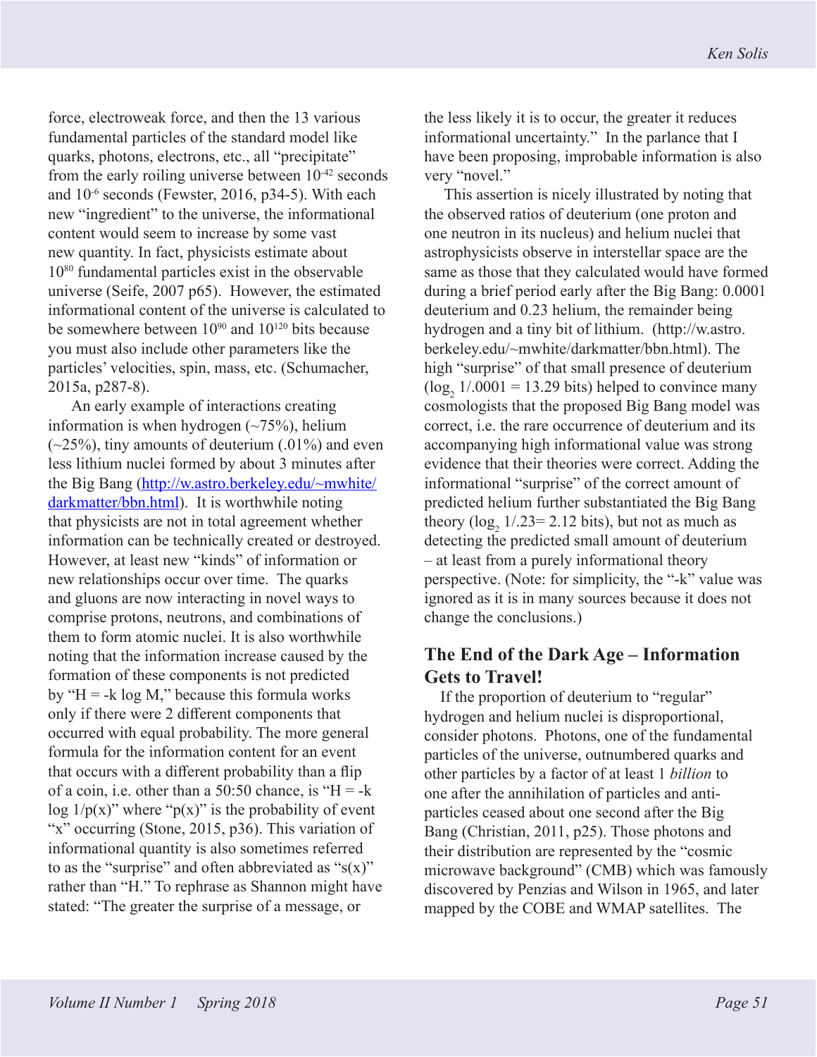force, electroweak force, and then the 13 various fundamental particles of the standard model like quarks, photons, electrons, etc., all "precipitate" from the early roiling universe between $10^{-42}$ seconds and $10^{-6}$ seconds (Fewster, 2016, p34-5). With each new "ingredient" to the universe, the informational content would seem to increase by some vast new quantity. In fact, physicists estimate about $10^{80}$ fundamental particles exist in the observable universe (Seife, 2007 p65). However, the estimated informational content of the universe is calculated to be somewhere between $10^{90}$ and $10^{120}$ bits because you must also include other parameters like the particles' velocities, spin, mass, etc. (Schumacher, 2015a, p287-8).

An early example of interactions creating information is when hydrogen (~75%), helium (~25%), tiny amounts of deuterium (.01%) and even less lithium nuclei formed by about 3 minutes after the Big Bang (http://w.astro.berkeley.edu/~mwhite/darkmatter/bbn.html). It is worthwhile noting that physicists are not in total agreement whether information can be technically created or destroyed. However, at least new "kinds" of information or new relationships occur over time. The quarks and gluons are now interacting in novel ways to comprise protons, neutrons, and combinations of them to form atomic nuclei. It is also worthwhile noting that the information increase caused by the formation of these components is not predicted by "H = -k log M," because this formula works only if there were 2 different components that occurred with equal probability. The more general formula for the information content for an event that occurs with a different probability than a flip of a coin, i.e. other than a 50:50 chance, is "H = -k log 1/p(x)" where "p(x)" is the probability of event "x" occurring (Stone, 2015, p36). This variation of informational quantity is also sometimes referred to as the "surprise" and often abbreviated as "s(x)" rather than "H." To rephrase as Shannon might have stated: "The greater the surprise of a message, or the less likely it is to occur, the greater it reduces informational uncertainty." In the parlance that I have been proposing, improbable information is also very "novel."

This assertion is nicely illustrated by noting that the observed ratios of deuterium (one proton and one neutron in its nucleus) and helium nuclei that astrophysicists observe in interstellar space are the same as those that they calculated would have formed during a brief period early after the Big Bang: 0.0001 deuterium and 0.23 helium, the remainder being hydrogen and a tiny bit of lithium. (http://w.astro.berkeley.edu/~mwhite/darkmatter/bbn.html). The high "surprise" of that small presence of deuterium ($\log_2 1/.0001 = 13.29$ bits) helped to convince many cosmologists that the proposed Big Bang model was correct, i.e. the rare occurrence of deuterium and its accompanying high informational value was strong evidence that their theories were correct. Adding the informational "surprise" of the correct amount of predicted helium further substantiated the Big Bang theory ($\log_2 1/.23 = 2.12$ bits), but not as much as detecting the predicted small amount of deuterium – at least from a purely informational theory perspective. (Note: for simplicity, the "-k" value was ignored as it is in many sources because it does not change the conclusions.)

## The End of the Dark Age – Information Gets to Travel!

If the proportion of deuterium to "regular" hydrogen and helium nuclei is disproportional, consider photons. Photons, one of the fundamental particles of the universe, outnumbered quarks and other particles by a factor of at least 1 *billion* to one after the annihilation of particles and anti-particles ceased about one second after the Big Bang (Christian, 2011, p25). Those photons and their distribution are represented by the "cosmic microwave background" (CMB) which was famously discovered by Penzias and Wilson in 1965, and later mapped by the COBE and WMAP satellites. The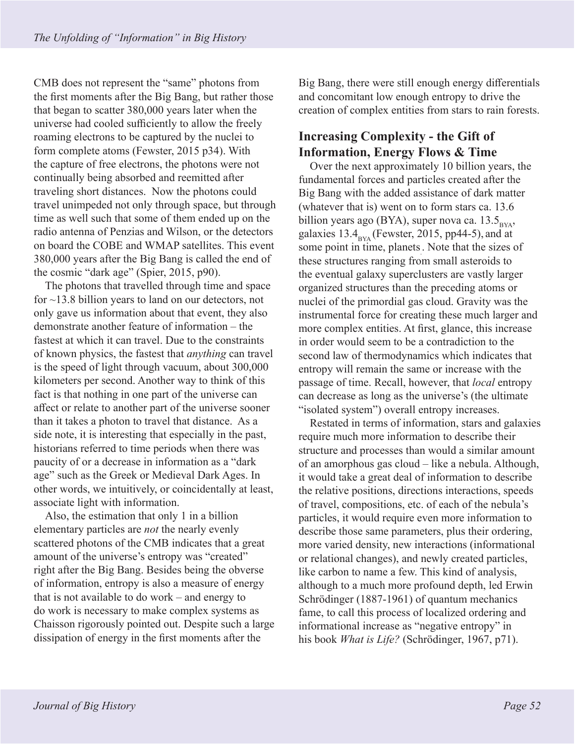CMB does not represent the "same" photons from the first moments after the Big Bang, but rather those that began to scatter 380,000 years later when the universe had cooled sufficiently to allow the freely roaming electrons to be captured by the nuclei to form complete atoms (Fewster, 2015 p34). With the capture of free electrons, the photons were not continually being absorbed and reemitted after traveling short distances. Now the photons could travel unimpeded not only through space, but through time as well such that some of them ended up on the radio antenna of Penzias and Wilson, or the detectors on board the COBE and WMAP satellites. This event 380,000 years after the Big Bang is called the end of the cosmic "dark age" (Spier, 2015, p90).

The photons that travelled through time and space for ~13.8 billion years to land on our detectors, not only gave us information about that event, they also demonstrate another feature of information – the fastest at which it can travel. Due to the constraints of known physics, the fastest that *anything* can travel is the speed of light through vacuum, about 300,000 kilometers per second. Another way to think of this fact is that nothing in one part of the universe can affect or relate to another part of the universe sooner than it takes a photon to travel that distance. As a side note, it is interesting that especially in the past, historians referred to time periods when there was paucity of or a decrease in information as a "dark age" such as the Greek or Medieval Dark Ages. In other words, we intuitively, or coincidentally at least, associate light with information.

Also, the estimation that only 1 in a billion elementary particles are *not* the nearly evenly scattered photons of the CMB indicates that a great amount of the universe's entropy was "created" right after the Big Bang. Besides being the obverse of information, entropy is also a measure of energy that is not available to do work – and energy to do work is necessary to make complex systems as Chaisson rigorously pointed out. Despite such a large dissipation of energy in the first moments after the Big Bang, there were still enough energy differentials and concomitant low enough entropy to drive the creation of complex entities from stars to rain forests.

## Increasing Complexity - the Gift of Information, Energy Flows & Time

Over the next approximately 10 billion years, the fundamental forces and particles created after the Big Bang with the added assistance of dark matter (whatever that is) went on to form stars ca. 13.6 billion years ago (BYA), super nova ca. $13.5_{BYA}$, galaxies $13.4_{BYA}$ (Fewster, 2015, pp44-5), and at some point in time, planets. Note that the sizes of these structures ranging from small asteroids to the eventual galaxy superclusters are vastly larger organized structures than the preceding atoms or nuclei of the primordial gas cloud. Gravity was the instrumental force for creating these much larger and more complex entities. At first, glance, this increase in order would seem to be a contradiction to the second law of thermodynamics which indicates that entropy will remain the same or increase with the passage of time. Recall, however, that *local* entropy can decrease as long as the universe's (the ultimate "isolated system") overall entropy increases.

Restated in terms of information, stars and galaxies require much more information to describe their structure and processes than would a similar amount of an amorphous gas cloud – like a nebula. Although, it would take a great deal of information to describe the relative positions, directions interactions, speeds of travel, compositions, etc. of each of the nebula's particles, it would require even more information to describe those same parameters, plus their ordering, more varied density, new interactions (informational or relational changes), and newly created particles, like carbon to name a few. This kind of analysis, although to a much more profound depth, led Erwin Schrödinger (1887-1961) of quantum mechanics fame, to call this process of localized ordering and informational increase as "negative entropy" in his book *What is Life?* (Schrödinger, 1967, p71).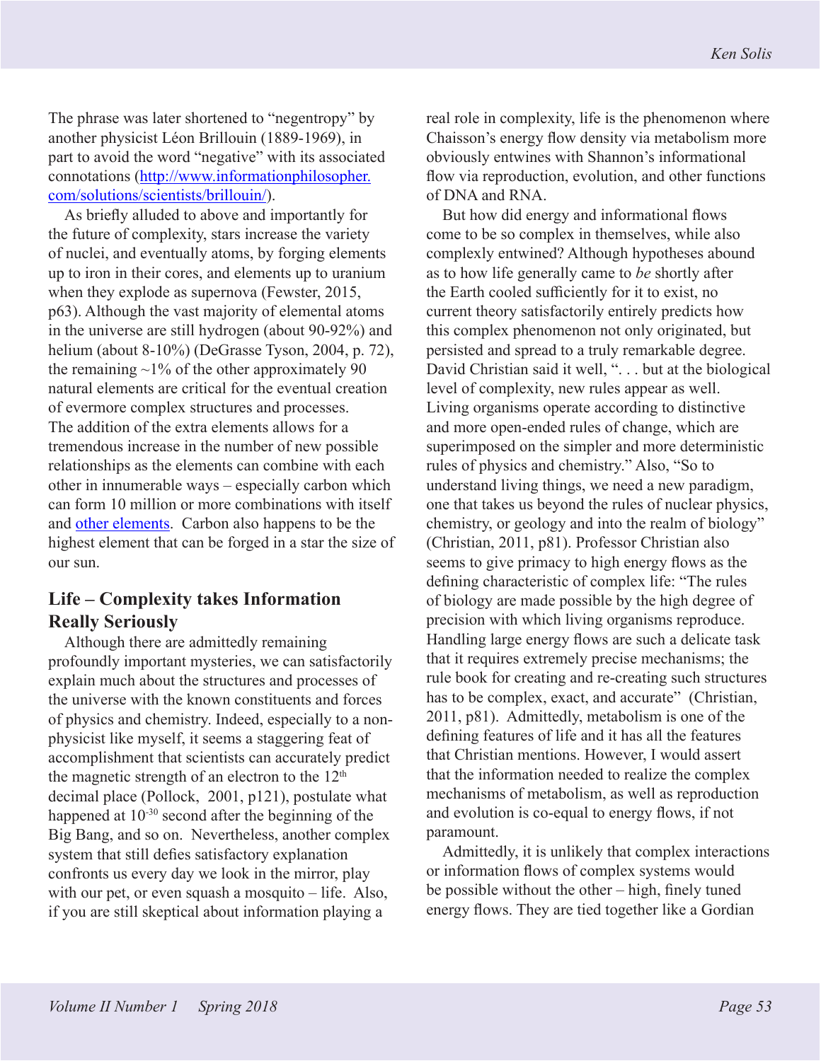The phrase was later shortened to "negentropy" by another physicist Léon Brillouin (1889-1969), in part to avoid the word "negative" with its associated connotations ([http://www.informationphilosopher.com/solutions/scientists/brillouin/](http://www.informationphilosopher.com/solutions/scientists/brillouin/)).

As briefly alluded to above and importantly for the future of complexity, stars increase the variety of nuclei, and eventually atoms, by forging elements up to iron in their cores, and elements up to uranium when they explode as supernova (Fewster, 2015, p63). Although the vast majority of elemental atoms in the universe are still hydrogen (about 90-92%) and helium (about 8-10%) (DeGrasse Tyson, 2004, p. 72), the remaining ~1% of the other approximately 90 natural elements are critical for the eventual creation of evermore complex structures and processes. The addition of the extra elements allows for a tremendous increase in the number of new possible relationships as the elements can combine with each other in innumerable ways – especially carbon which can form 10 million or more combinations with itself and other elements. Carbon also happens to be the highest element that can be forged in a star the size of our sun.

## Life – Complexity takes Information Really Seriously

Although there are admittedly remaining profoundly important mysteries, we can satisfactorily explain much about the structures and processes of the universe with the known constituents and forces of physics and chemistry. Indeed, especially to a non-physicist like myself, it seems a staggering feat of accomplishment that scientists can accurately predict the magnetic strength of an electron to the 12th decimal place (Pollock, 2001, p121), postulate what happened at $10^{-30}$ second after the beginning of the Big Bang, and so on. Nevertheless, another complex system that still defies satisfactory explanation confronts us every day we look in the mirror, play with our pet, or even squash a mosquito – life. Also, if you are still skeptical about information playing a real role in complexity, life is the phenomenon where Chaisson's energy flow density via metabolism more obviously entwines with Shannon's informational flow via reproduction, evolution, and other functions of DNA and RNA.

But how did energy and informational flows come to be so complex in themselves, while also complexly entwined? Although hypotheses abound as to how life generally came to *be* shortly after the Earth cooled sufficiently for it to exist, no current theory satisfactorily entirely predicts how this complex phenomenon not only originated, but persisted and spread to a truly remarkable degree. David Christian said it well, ". . . but at the biological level of complexity, new rules appear as well. Living organisms operate according to distinctive and more open-ended rules of change, which are superimposed on the simpler and more deterministic rules of physics and chemistry." Also, "So to understand living things, we need a new paradigm, one that takes us beyond the rules of nuclear physics, chemistry, or geology and into the realm of biology" (Christian, 2011, p81). Professor Christian also seems to give primacy to high energy flows as the defining characteristic of complex life: "The rules of biology are made possible by the high degree of precision with which living organisms reproduce. Handling large energy flows are such a delicate task that it requires extremely precise mechanisms; the rule book for creating and re-creating such structures has to be complex, exact, and accurate" (Christian, 2011, p81). Admittedly, metabolism is one of the defining features of life and it has all the features that Christian mentions. However, I would assert that the information needed to realize the complex mechanisms of metabolism, as well as reproduction and evolution is co-equal to energy flows, if not paramount.

Admittedly, it is unlikely that complex interactions or information flows of complex systems would be possible without the other – high, finely tuned energy flows. They are tied together like a Gordian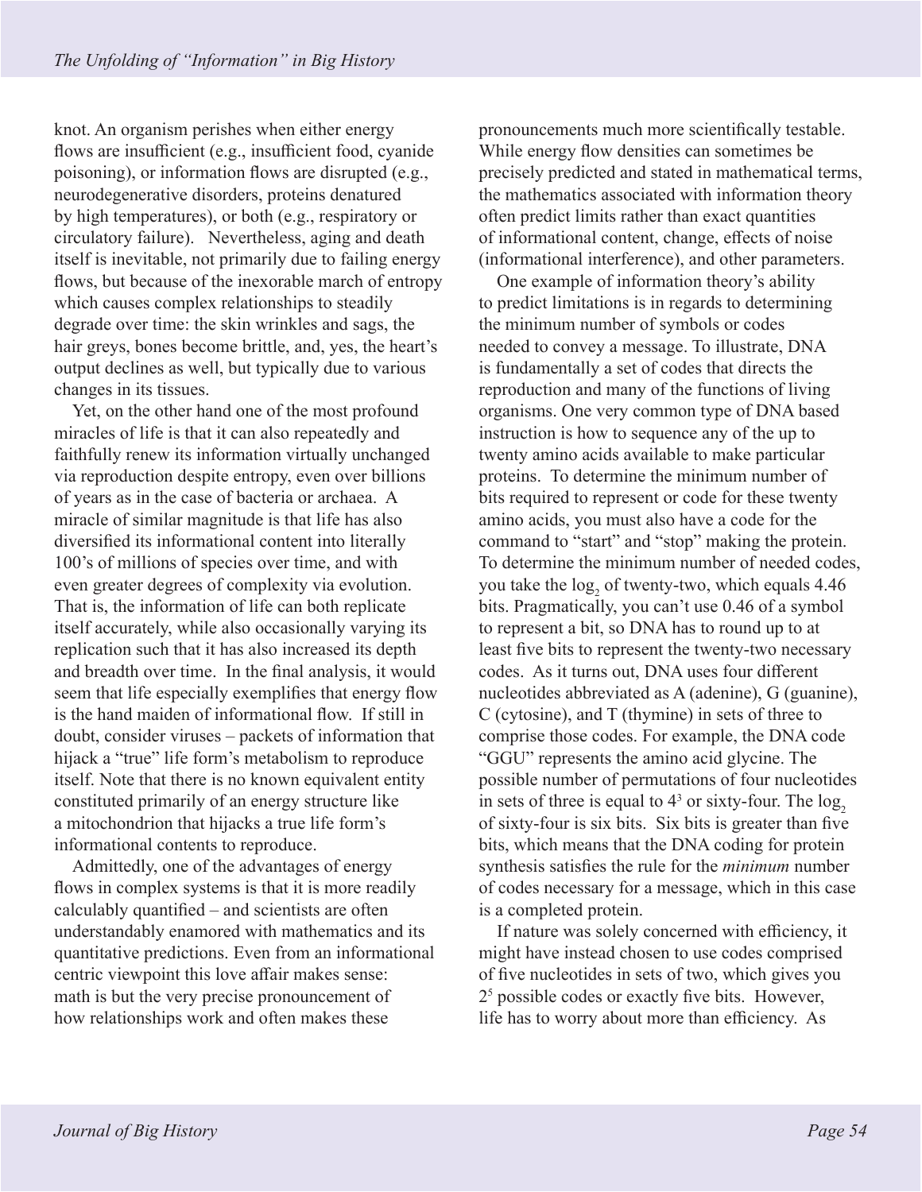knot. An organism perishes when either energy flows are insufficient (e.g., insufficient food, cyanide poisoning), or information flows are disrupted (e.g., neurodegenerative disorders, proteins denatured by high temperatures), or both (e.g., respiratory or circulatory failure). Nevertheless, aging and death itself is inevitable, not primarily due to failing energy flows, but because of the inexorable march of entropy which causes complex relationships to steadily degrade over time: the skin wrinkles and sags, the hair greys, bones become brittle, and, yes, the heart's output declines as well, but typically due to various changes in its tissues.

Yet, on the other hand one of the most profound miracles of life is that it can also repeatedly and faithfully renew its information virtually unchanged via reproduction despite entropy, even over billions of years as in the case of bacteria or archaea. A miracle of similar magnitude is that life has also diversified its informational content into literally 100's of millions of species over time, and with even greater degrees of complexity via evolution. That is, the information of life can both replicate itself accurately, while also occasionally varying its replication such that it has also increased its depth and breadth over time. In the final analysis, it would seem that life especially exemplifies that energy flow is the hand maiden of informational flow. If still in doubt, consider viruses – packets of information that hijack a "true" life form's metabolism to reproduce itself. Note that there is no known equivalent entity constituted primarily of an energy structure like a mitochondrion that hijacks a true life form's informational contents to reproduce.

Admittedly, one of the advantages of energy flows in complex systems is that it is more readily calculably quantified – and scientists are often understandably enamored with mathematics and its quantitative predictions. Even from an informational centric viewpoint this love affair makes sense: math is but the very precise pronouncement of how relationships work and often makes these pronouncements much more scientifically testable. While energy flow densities can sometimes be precisely predicted and stated in mathematical terms, the mathematics associated with information theory often predict limits rather than exact quantities of informational content, change, effects of noise (informational interference), and other parameters.

One example of information theory's ability to predict limitations is in regards to determining the minimum number of symbols or codes needed to convey a message. To illustrate, DNA is fundamentally a set of codes that directs the reproduction and many of the functions of living organisms. One very common type of DNA based instruction is how to sequence any of the up to twenty amino acids available to make particular proteins. To determine the minimum number of bits required to represent or code for these twenty amino acids, you must also have a code for the command to "start" and "stop" making the protein. To determine the minimum number of needed codes, you take the $\log_2$ of twenty-two, which equals 4.46 bits. Pragmatically, you can't use 0.46 of a symbol to represent a bit, so DNA has to round up to at least five bits to represent the twenty-two necessary codes. As it turns out, DNA uses four different nucleotides abbreviated as A (adenine), G (guanine), C (cytosine), and T (thymine) in sets of three to comprise those codes. For example, the DNA code "GGU" represents the amino acid glycine. The possible number of permutations of four nucleotides in sets of three is equal to $4^3$ or sixty-four. The $\log_2$ of sixty-four is six bits. Six bits is greater than five bits, which means that the DNA coding for protein synthesis satisfies the rule for the *minimum* number of codes necessary for a message, which in this case is a completed protein.

If nature was solely concerned with efficiency, it might have instead chosen to use codes comprised of five nucleotides in sets of two, which gives you $2^5$ possible codes or exactly five bits. However, life has to worry about more than efficiency. As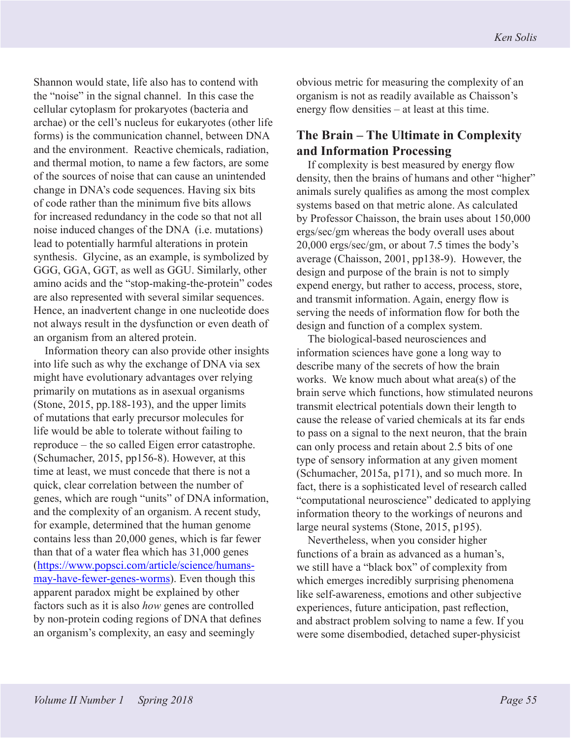Shannon would state, life also has to contend with the "noise" in the signal channel. In this case the cellular cytoplasm for prokaryotes (bacteria and archae) or the cell's nucleus for eukaryotes (other life forms) is the communication channel, between DNA and the environment. Reactive chemicals, radiation, and thermal motion, to name a few factors, are some of the sources of noise that can cause an unintended change in DNA's code sequences. Having six bits of code rather than the minimum five bits allows for increased redundancy in the code so that not all noise induced changes of the DNA (i.e. mutations) lead to potentially harmful alterations in protein synthesis. Glycine, as an example, is symbolized by GGG, GGA, GGT, as well as GGU. Similarly, other amino acids and the "stop-making-the-protein" codes are also represented with several similar sequences. Hence, an inadvertent change in one nucleotide does not always result in the dysfunction or even death of an organism from an altered protein.

Information theory can also provide other insights into life such as why the exchange of DNA via sex might have evolutionary advantages over relying primarily on mutations as in asexual organisms (Stone, 2015, pp.188-193), and the upper limits of mutations that early precursor molecules for life would be able to tolerate without failing to reproduce – the so called Eigen error catastrophe. (Schumacher, 2015, pp156-8). However, at this time at least, we must concede that there is not a quick, clear correlation between the number of genes, which are rough "units" of DNA information, and the complexity of an organism. A recent study, for example, determined that the human genome contains less than 20,000 genes, which is far fewer than that of a water flea which has 31,000 genes (https://www.popsci.com/article/science/humans-may-have-fewer-genes-worms). Even though this apparent paradox might be explained by other factors such as it is also *how* genes are controlled by non-protein coding regions of DNA that defines an organism's complexity, an easy and seemingly obvious metric for measuring the complexity of an organism is not as readily available as Chaisson's energy flow densities – at least at this time.

## The Brain – The Ultimate in Complexity and Information Processing

If complexity is best measured by energy flow density, then the brains of humans and other "higher" animals surely qualifies as among the most complex systems based on that metric alone. As calculated by Professor Chaisson, the brain uses about 150,000 ergs/sec/gm whereas the body overall uses about 20,000 ergs/sec/gm, or about 7.5 times the body's average (Chaisson, 2001, pp138-9). However, the design and purpose of the brain is not to simply expend energy, but rather to access, process, store, and transmit information. Again, energy flow is serving the needs of information flow for both the design and function of a complex system.

The biological-based neurosciences and information sciences have gone a long way to describe many of the secrets of how the brain works. We know much about what area(s) of the brain serve which functions, how stimulated neurons transmit electrical potentials down their length to cause the release of varied chemicals at its far ends to pass on a signal to the next neuron, that the brain can only process and retain about 2.5 bits of one type of sensory information at any given moment (Schumacher, 2015a, p171), and so much more. In fact, there is a sophisticated level of research called "computational neuroscience" dedicated to applying information theory to the workings of neurons and large neural systems (Stone, 2015, p195).

Nevertheless, when you consider higher functions of a brain as advanced as a human's, we still have a "black box" of complexity from which emerges incredibly surprising phenomena like self-awareness, emotions and other subjective experiences, future anticipation, past reflection, and abstract problem solving to name a few. If you were some disembodied, detached super-physicist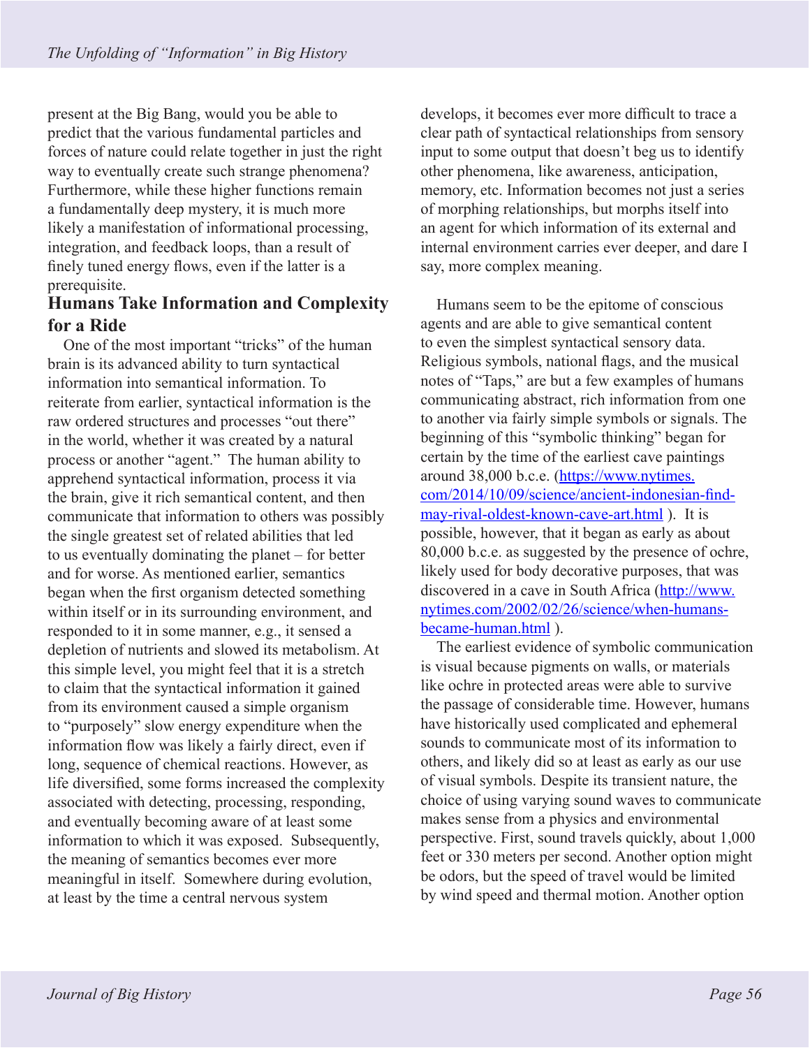present at the Big Bang, would you be able to predict that the various fundamental particles and forces of nature could relate together in just the right way to eventually create such strange phenomena? Furthermore, while these higher functions remain a fundamentally deep mystery, it is much more likely a manifestation of informational processing, integration, and feedback loops, than a result of finely tuned energy flows, even if the latter is a prerequisite.

## Humans Take Information and Complexity for a Ride

One of the most important "tricks" of the human brain is its advanced ability to turn syntactical information into semantical information. To reiterate from earlier, syntactical information is the raw ordered structures and processes "out there" in the world, whether it was created by a natural process or another "agent." The human ability to apprehend syntactical information, process it via the brain, give it rich semantical content, and then communicate that information to others was possibly the single greatest set of related abilities that led to us eventually dominating the planet – for better and for worse. As mentioned earlier, semantics began when the first organism detected something within itself or in its surrounding environment, and responded to it in some manner, e.g., it sensed a depletion of nutrients and slowed its metabolism. At this simple level, you might feel that it is a stretch to claim that the syntactical information it gained from its environment caused a simple organism to "purposely" slow energy expenditure when the information flow was likely a fairly direct, even if long, sequence of chemical reactions. However, as life diversified, some forms increased the complexity associated with detecting, processing, responding, and eventually becoming aware of at least some information to which it was exposed. Subsequently, the meaning of semantics becomes ever more meaningful in itself. Somewhere during evolution, at least by the time a central nervous system develops, it becomes ever more difficult to trace a clear path of syntactical relationships from sensory input to some output that doesn't beg us to identify other phenomena, like awareness, anticipation, memory, etc. Information becomes not just a series of morphing relationships, but morphs itself into an agent for which information of its external and internal environment carries ever deeper, and dare I say, more complex meaning.

Humans seem to be the epitome of conscious agents and are able to give semantical content to even the simplest syntactical sensory data. Religious symbols, national flags, and the musical notes of "Taps," are but a few examples of humans communicating abstract, rich information from one to another via fairly simple symbols or signals. The beginning of this "symbolic thinking" began for certain by the time of the earliest cave paintings around 38,000 b.c.e. (https://www.nytimes.com/2014/10/09/science/ancient-indonesian-find-may-rival-oldest-known-cave-art.html ). It is possible, however, that it began as early as about 80,000 b.c.e. as suggested by the presence of ochre, likely used for body decorative purposes, that was discovered in a cave in South Africa (http://www.nytimes.com/2002/02/26/science/when-humans-became-human.html ).

The earliest evidence of symbolic communication is visual because pigments on walls, or materials like ochre in protected areas were able to survive the passage of considerable time. However, humans have historically used complicated and ephemeral sounds to communicate most of its information to others, and likely did so at least as early as our use of visual symbols. Despite its transient nature, the choice of using varying sound waves to communicate makes sense from a physics and environmental perspective. First, sound travels quickly, about 1,000 feet or 330 meters per second. Another option might be odors, but the speed of travel would be limited by wind speed and thermal motion. Another option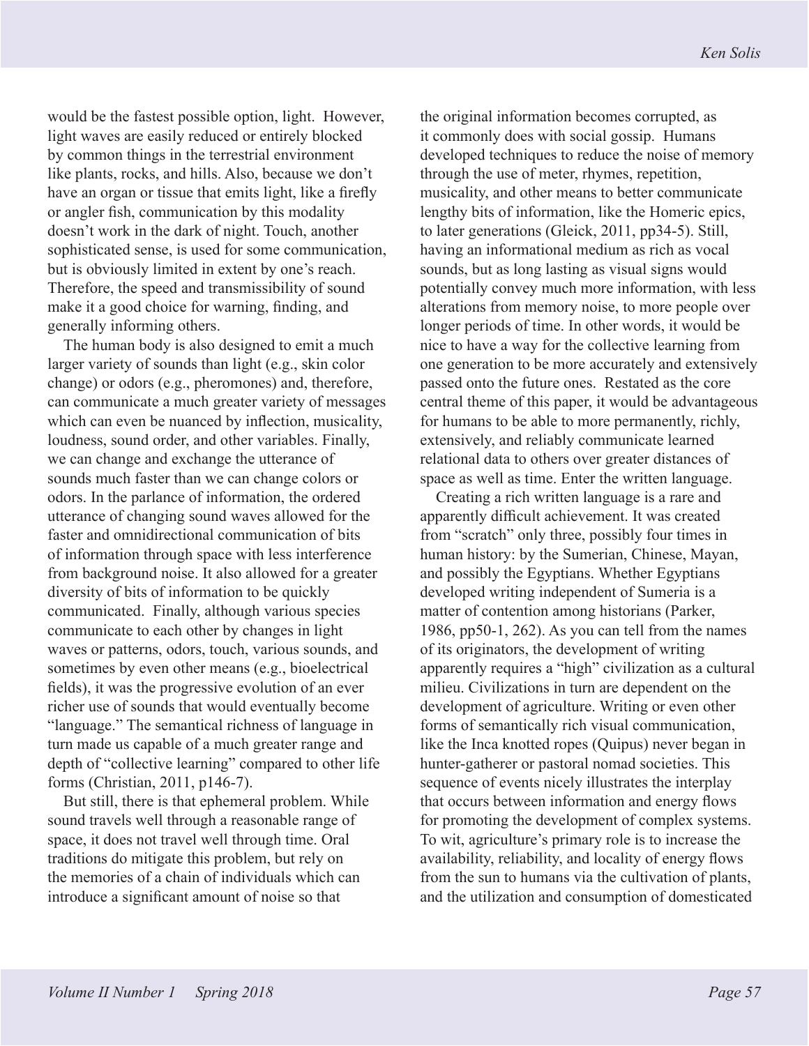would be the fastest possible option, light. However, light waves are easily reduced or entirely blocked by common things in the terrestrial environment like plants, rocks, and hills. Also, because we don't have an organ or tissue that emits light, like a firefly or angler fish, communication by this modality doesn't work in the dark of night. Touch, another sophisticated sense, is used for some communication, but is obviously limited in extent by one's reach. Therefore, the speed and transmissibility of sound make it a good choice for warning, finding, and generally informing others.

The human body is also designed to emit a much larger variety of sounds than light (e.g., skin color change) or odors (e.g., pheromones) and, therefore, can communicate a much greater variety of messages which can even be nuanced by inflection, musicality, loudness, sound order, and other variables. Finally, we can change and exchange the utterance of sounds much faster than we can change colors or odors. In the parlance of information, the ordered utterance of changing sound waves allowed for the faster and omnidirectional communication of bits of information through space with less interference from background noise. It also allowed for a greater diversity of bits of information to be quickly communicated. Finally, although various species communicate to each other by changes in light waves or patterns, odors, touch, various sounds, and sometimes by even other means (e.g., bioelectrical fields), it was the progressive evolution of an ever richer use of sounds that would eventually become "language." The semantical richness of language in turn made us capable of a much greater range and depth of "collective learning" compared to other life forms (Christian, 2011, p146-7).

But still, there is that ephemeral problem. While sound travels well through a reasonable range of space, it does not travel well through time. Oral traditions do mitigate this problem, but rely on the memories of a chain of individuals which can introduce a significant amount of noise so that the original information becomes corrupted, as it commonly does with social gossip. Humans developed techniques to reduce the noise of memory through the use of meter, rhymes, repetition, musicality, and other means to better communicate lengthy bits of information, like the Homeric epics, to later generations (Gleick, 2011, pp34-5). Still, having an informational medium as rich as vocal sounds, but as long lasting as visual signs would potentially convey much more information, with less alterations from memory noise, to more people over longer periods of time. In other words, it would be nice to have a way for the collective learning from one generation to be more accurately and extensively passed onto the future ones. Restated as the core central theme of this paper, it would be advantageous for humans to be able to more permanently, richly, extensively, and reliably communicate learned relational data to others over greater distances of space as well as time. Enter the written language.

Creating a rich written language is a rare and apparently difficult achievement. It was created from "scratch" only three, possibly four times in human history: by the Sumerian, Chinese, Mayan, and possibly the Egyptians. Whether Egyptians developed writing independent of Sumeria is a matter of contention among historians (Parker, 1986, pp50-1, 262). As you can tell from the names of its originators, the development of writing apparently requires a "high" civilization as a cultural milieu. Civilizations in turn are dependent on the development of agriculture. Writing or even other forms of semantically rich visual communication, like the Inca knotted ropes (Quipus) never began in hunter-gatherer or pastoral nomad societies. This sequence of events nicely illustrates the interplay that occurs between information and energy flows for promoting the development of complex systems. To wit, agriculture's primary role is to increase the availability, reliability, and locality of energy flows from the sun to humans via the cultivation of plants, and the utilization and consumption of domesticated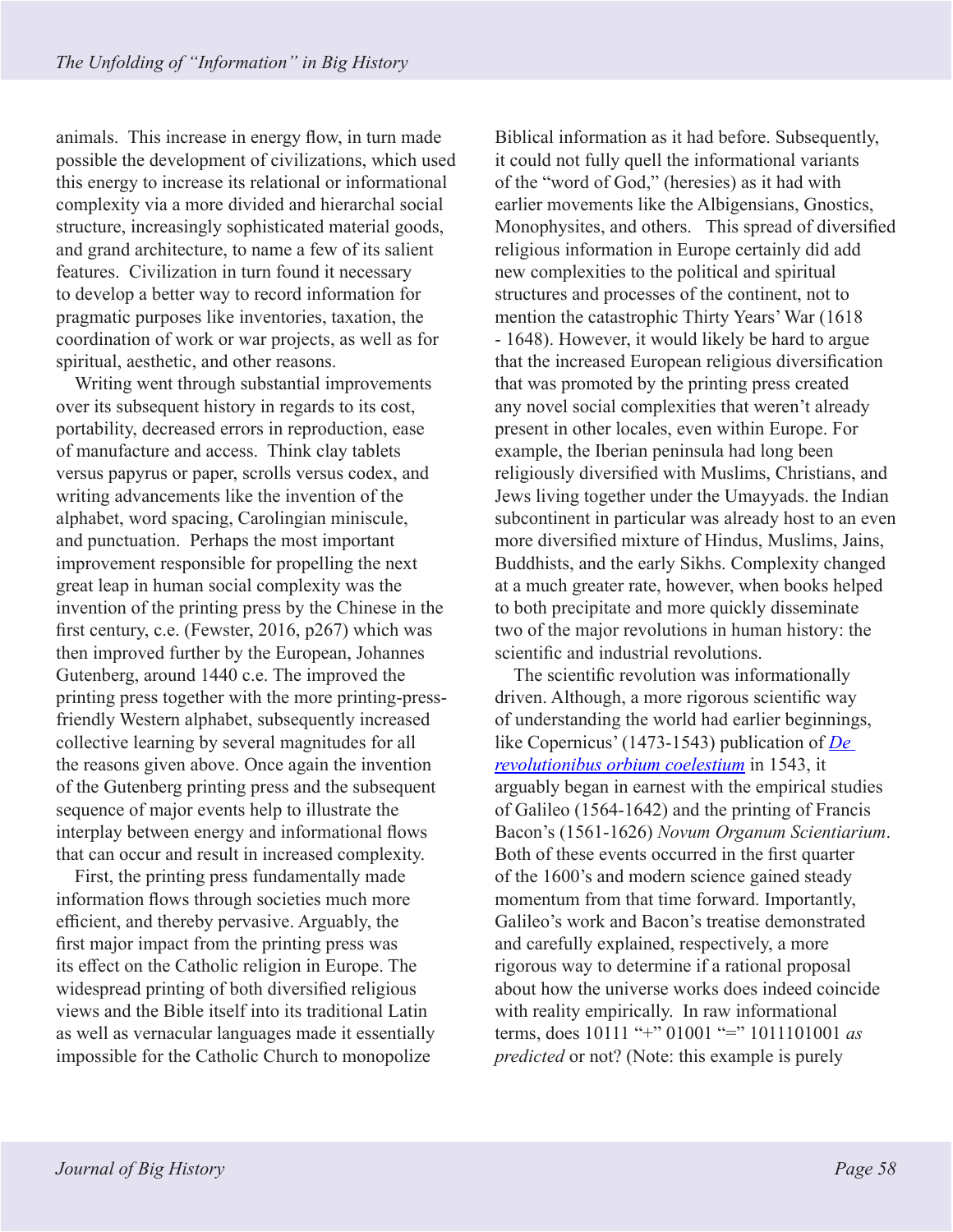animals. This increase in energy flow, in turn made possible the development of civilizations, which used this energy to increase its relational or informational complexity via a more divided and hierarchal social structure, increasingly sophisticated material goods, and grand architecture, to name a few of its salient features. Civilization in turn found it necessary to develop a better way to record information for pragmatic purposes like inventories, taxation, the coordination of work or war projects, as well as for spiritual, aesthetic, and other reasons.

Writing went through substantial improvements over its subsequent history in regards to its cost, portability, decreased errors in reproduction, ease of manufacture and access. Think clay tablets versus papyrus or paper, scrolls versus codex, and writing advancements like the invention of the alphabet, word spacing, Carolingian miniscule, and punctuation. Perhaps the most important improvement responsible for propelling the next great leap in human social complexity was the invention of the printing press by the Chinese in the first century, c.e. (Fewster, 2016, p267) which was then improved further by the European, Johannes Gutenberg, around 1440 c.e. The improved the printing press together with the more printing-press-friendly Western alphabet, subsequently increased collective learning by several magnitudes for all the reasons given above. Once again the invention of the Gutenberg printing press and the subsequent sequence of major events help to illustrate the interplay between energy and informational flows that can occur and result in increased complexity.

First, the printing press fundamentally made information flows through societies much more efficient, and thereby pervasive. Arguably, the first major impact from the printing press was its effect on the Catholic religion in Europe. The widespread printing of both diversified religious views and the Bible itself into its traditional Latin as well as vernacular languages made it essentially impossible for the Catholic Church to monopolize Biblical information as it had before. Subsequently, it could not fully quell the informational variants of the "word of God," (heresies) as it had with earlier movements like the Albigensians, Gnostics, Monophysites, and others. This spread of diversified religious information in Europe certainly did add new complexities to the political and spiritual structures and processes of the continent, not to mention the catastrophic Thirty Years' War (1618 - 1648). However, it would likely be hard to argue that the increased European religious diversification that was promoted by the printing press created any novel social complexities that weren't already present in other locales, even within Europe. For example, the Iberian peninsula had long been religiously diversified with Muslims, Christians, and Jews living together under the Umayyads. the Indian subcontinent in particular was already host to an even more diversified mixture of Hindus, Muslims, Jains, Buddhists, and the early Sikhs. Complexity changed at a much greater rate, however, when books helped to both precipitate and more quickly disseminate two of the major revolutions in human history: the scientific and industrial revolutions.

The scientific revolution was informationally driven. Although, a more rigorous scientific way of understanding the world had earlier beginnings, like Copernicus' (1473-1543) publication of *De revolutionibus orbium coelestium* in 1543, it arguably began in earnest with the empirical studies of Galileo (1564-1642) and the printing of Francis Bacon's (1561-1626) *Novum Organum Scientiarium*. Both of these events occurred in the first quarter of the 1600's and modern science gained steady momentum from that time forward. Importantly, Galileo's work and Bacon's treatise demonstrated and carefully explained, respectively, a more rigorous way to determine if a rational proposal about how the universe works does indeed coincide with reality empirically. In raw informational terms, does 10111 "+" 01001 "=" 1011101001 *as predicted* or not? (Note: this example is purely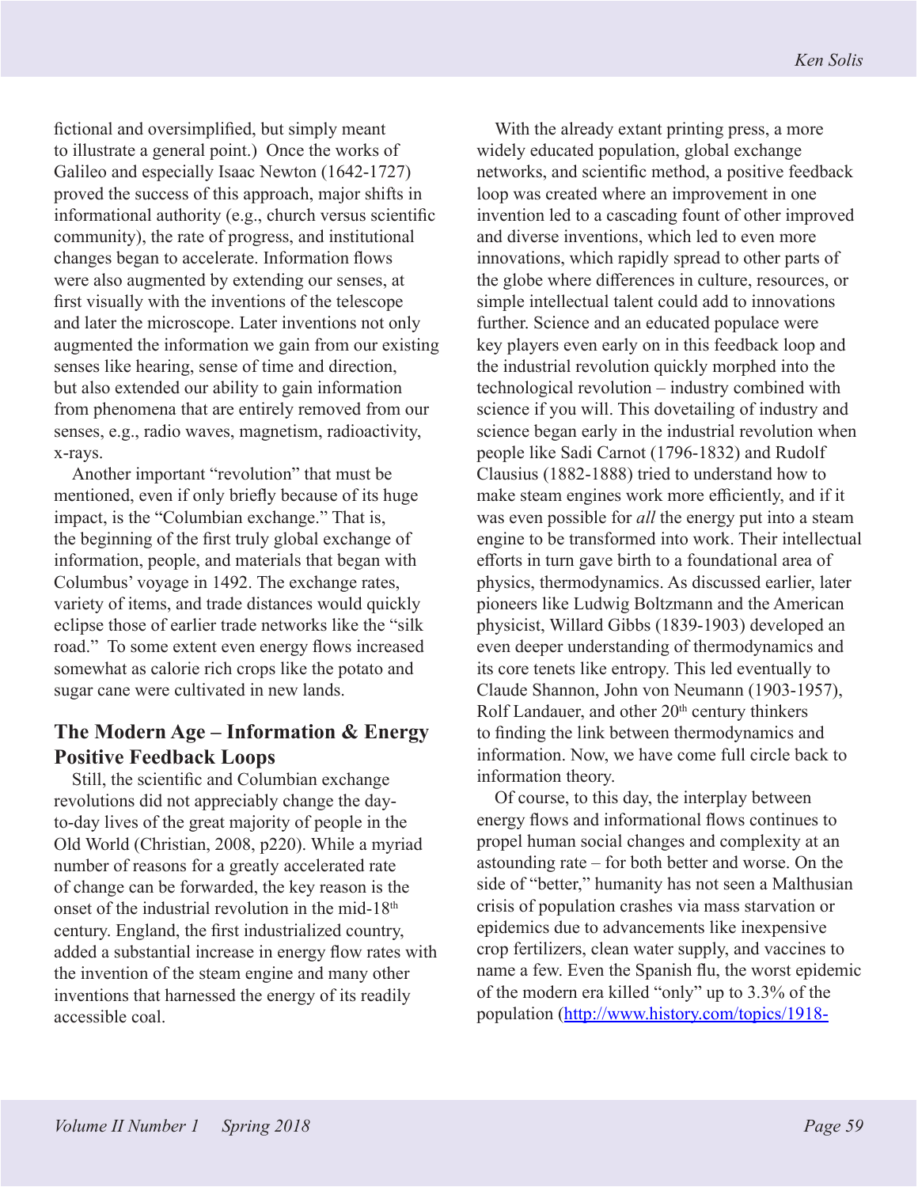fictional and oversimplified, but simply meant to illustrate a general point.) Once the works of Galileo and especially Isaac Newton (1642-1727) proved the success of this approach, major shifts in informational authority (e.g., church versus scientific community), the rate of progress, and institutional changes began to accelerate. Information flows were also augmented by extending our senses, at first visually with the inventions of the telescope and later the microscope. Later inventions not only augmented the information we gain from our existing senses like hearing, sense of time and direction, but also extended our ability to gain information from phenomena that are entirely removed from our senses, e.g., radio waves, magnetism, radioactivity, x-rays.

Another important "revolution" that must be mentioned, even if only briefly because of its huge impact, is the "Columbian exchange." That is, the beginning of the first truly global exchange of information, people, and materials that began with Columbus' voyage in 1492. The exchange rates, variety of items, and trade distances would quickly eclipse those of earlier trade networks like the "silk road." To some extent even energy flows increased somewhat as calorie rich crops like the potato and sugar cane were cultivated in new lands.

## The Modern Age – Information & Energy Positive Feedback Loops

Still, the scientific and Columbian exchange revolutions did not appreciably change the day-to-day lives of the great majority of people in the Old World (Christian, 2008, p220). While a myriad number of reasons for a greatly accelerated rate of change can be forwarded, the key reason is the onset of the industrial revolution in the mid-18th century. England, the first industrialized country, added a substantial increase in energy flow rates with the invention of the steam engine and many other inventions that harnessed the energy of its readily accessible coal.

With the already extant printing press, a more widely educated population, global exchange networks, and scientific method, a positive feedback loop was created where an improvement in one invention led to a cascading fount of other improved and diverse inventions, which led to even more innovations, which rapidly spread to other parts of the globe where differences in culture, resources, or simple intellectual talent could add to innovations further. Science and an educated populace were key players even early on in this feedback loop and the industrial revolution quickly morphed into the technological revolution – industry combined with science if you will. This dovetailing of industry and science began early in the industrial revolution when people like Sadi Carnot (1796-1832) and Rudolf Clausius (1882-1888) tried to understand how to make steam engines work more efficiently, and if it was even possible for *all* the energy put into a steam engine to be transformed into work. Their intellectual efforts in turn gave birth to a foundational area of physics, thermodynamics. As discussed earlier, later pioneers like Ludwig Boltzmann and the American physicist, Willard Gibbs (1839-1903) developed an even deeper understanding of thermodynamics and its core tenets like entropy. This led eventually to Claude Shannon, John von Neumann (1903-1957), Rolf Landauer, and other 20th century thinkers to finding the link between thermodynamics and information. Now, we have come full circle back to information theory.

Of course, to this day, the interplay between energy flows and informational flows continues to propel human social changes and complexity at an astounding rate – for both better and worse. On the side of "better," humanity has not seen a Malthusian crisis of population crashes via mass starvation or epidemics due to advancements like inexpensive crop fertilizers, clean water supply, and vaccines to name a few. Even the Spanish flu, the worst epidemic of the modern era killed "only" up to 3.3% of the population (http://www.history.com/topics/1918-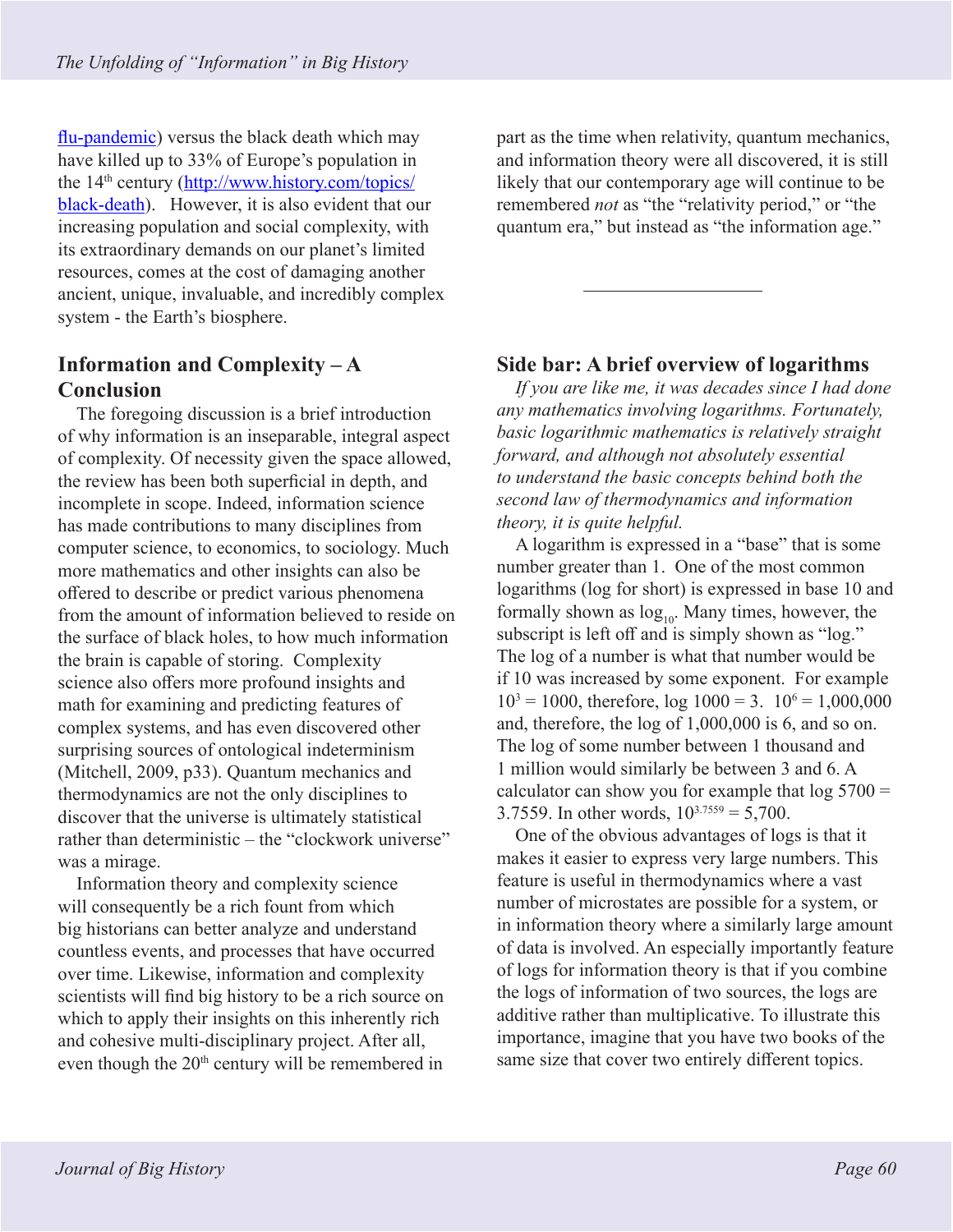flu-pandemic) versus the black death which may have killed up to 33% of Europe's population in the 14th century (http://www.history.com/topics/black-death). However, it is also evident that our increasing population and social complexity, with its extraordinary demands on our planet's limited resources, comes at the cost of damaging another ancient, unique, invaluable, and incredibly complex system - the Earth's biosphere.

## Information and Complexity – A Conclusion

The foregoing discussion is a brief introduction of why information is an inseparable, integral aspect of complexity. Of necessity given the space allowed, the review has been both superficial in depth, and incomplete in scope. Indeed, information science has made contributions to many disciplines from computer science, to economics, to sociology. Much more mathematics and other insights can also be offered to describe or predict various phenomena from the amount of information believed to reside on the surface of black holes, to how much information the brain is capable of storing. Complexity science also offers more profound insights and math for examining and predicting features of complex systems, and has even discovered other surprising sources of ontological indeterminism (Mitchell, 2009, p33). Quantum mechanics and thermodynamics are not the only disciplines to discover that the universe is ultimately statistical rather than deterministic – the "clockwork universe" was a mirage.

Information theory and complexity science will consequently be a rich fount from which big historians can better analyze and understand countless events, and processes that have occurred over time. Likewise, information and complexity scientists will find big history to be a rich source on which to apply their insights on this inherently rich and cohesive multi-disciplinary project. After all, even though the 20th century will be remembered in part as the time when relativity, quantum mechanics, and information theory were all discovered, it is still likely that our contemporary age will continue to be remembered *not* as "the "relativity period," or "the quantum era," but instead as "the information age."

---

## Side bar: A brief overview of logarithms

*If you are like me, it was decades since I had done any mathematics involving logarithms. Fortunately, basic logarithmic mathematics is relatively straight forward, and although not absolutely essential to understand the basic concepts behind both the second law of thermodynamics and information theory, it is quite helpful.*

A logarithm is expressed in a "base" that is some number greater than 1. One of the most common logarithms (log for short) is expressed in base 10 and formally shown as $\log_{10}$. Many times, however, the subscript is left off and is simply shown as "log." The log of a number is what that number would be if 10 was increased by some exponent. For example $10^3 = 1000$, therefore, $\log 1000 = 3$. $10^6 = 1{,}000{,}000$ and, therefore, the log of 1,000,000 is 6, and so on. The log of some number between 1 thousand and 1 million would similarly be between 3 and 6. A calculator can show you for example that $\log 5700 = 3.7559$. In other words, $10^{3.7559} = 5{,}700$.

One of the obvious advantages of logs is that it makes it easier to express very large numbers. This feature is useful in thermodynamics where a vast number of microstates are possible for a system, or in information theory where a similarly large amount of data is involved. An especially importantly feature of logs for information theory is that if you combine the logs of information of two sources, the logs are additive rather than multiplicative. To illustrate this importance, imagine that you have two books of the same size that cover two entirely different topics.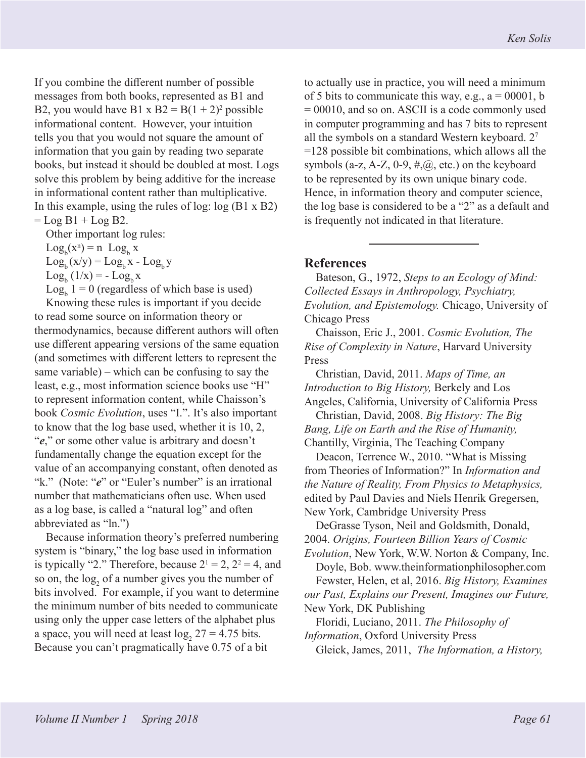If you combine the different number of possible messages from both books, represented as B1 and B2, you would have B1 x B2 = $B(1 + 2)^2$ possible informational content. However, your intuition tells you that you would not square the amount of information that you gain by reading two separate books, but instead it should be doubled at most. Logs solve this problem by being additive for the increase in informational content rather than multiplicative. In this example, using the rules of log: log (B1 x B2) = Log B1 + Log B2.

Other important log rules:

$\text{Log}_b(x^n) = n \ \text{Log}_b \ x$

$\text{Log}_b (x/y) = \text{Log}_b \ x - \text{Log}_b \ y$

$\text{Log}_b (1/x) = - \text{Log}_b \ x$

$\text{Log}_b \ 1 = 0$ (regardless of which base is used)

Knowing these rules is important if you decide to read some source on information theory or thermodynamics, because different authors will often use different appearing versions of the same equation (and sometimes with different letters to represent the same variable) – which can be confusing to say the least, e.g., most information science books use "H" to represent information content, while Chaisson's book *Cosmic Evolution*, uses "I.". It's also important to know that the log base used, whether it is 10, 2, "***e***," or some other value is arbitrary and doesn't fundamentally change the equation except for the value of an accompanying constant, often denoted as "k." (Note: "***e***" or "Euler's number" is an irrational number that mathematicians often use. When used as a log base, is called a "natural log" and often abbreviated as "ln.")

Because information theory's preferred numbering system is "binary," the log base used in information is typically "2." Therefore, because $2^1 = 2$, $2^2 = 4$, and so on, the $\log_2$ of a number gives you the number of bits involved. For example, if you want to determine the minimum number of bits needed to communicate using only the upper case letters of the alphabet plus a space, you will need at least $\log_2 27 = 4.75$ bits. Because you can't pragmatically have 0.75 of a bit to actually use in practice, you will need a minimum of 5 bits to communicate this way, e.g., a = 00001, b = 00010, and so on. ASCII is a code commonly used in computer programming and has 7 bits to represent all the symbols on a standard Western keyboard. $2^7$ =128 possible bit combinations, which allows all the symbols (a-z, A-Z, 0-9, #,@, etc.) on the keyboard to be represented by its own unique binary code. Hence, in information theory and computer science, the log base is considered to be a "2" as a default and is frequently not indicated in that literature.

---

## References

Bateson, G., 1972, *Steps to an Ecology of Mind: Collected Essays in Anthropology, Psychiatry, Evolution, and Epistemology.* Chicago, University of Chicago Press

Chaisson, Eric J., 2001. *Cosmic Evolution, The Rise of Complexity in Nature*, Harvard University Press

Christian, David, 2011. *Maps of Time, an Introduction to Big History,* Berkely and Los Angeles, California, University of California Press

Christian, David, 2008. *Big History: The Big Bang, Life on Earth and the Rise of Humanity,* Chantilly, Virginia, The Teaching Company

Deacon, Terrence W., 2010. "What is Missing from Theories of Information?" In *Information and the Nature of Reality, From Physics to Metaphysics,* edited by Paul Davies and Niels Henrik Gregersen, New York, Cambridge University Press

DeGrasse Tyson, Neil and Goldsmith, Donald, 2004. *Origins, Fourteen Billion Years of Cosmic Evolution*, New York, W.W. Norton & Company, Inc.

Doyle, Bob. www.theinformationphilosopher.com

Fewster, Helen, et al, 2016. *Big History, Examines our Past, Explains our Present, Imagines our Future,* New York, DK Publishing

Floridi, Luciano, 2011. *The Philosophy of Information*, Oxford University Press

Gleick, James, 2011, *The Information, a History,*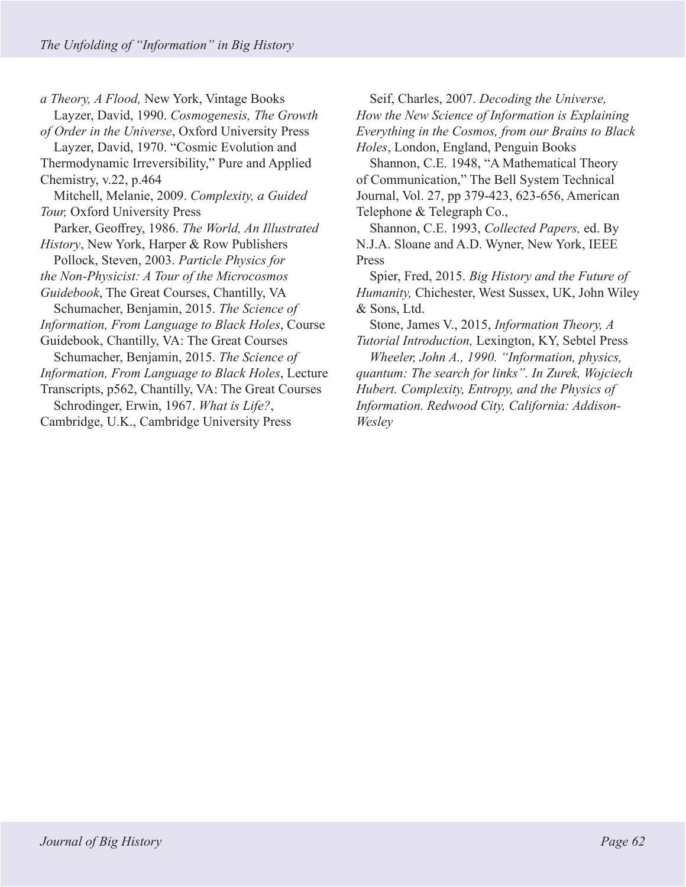*a Theory, A Flood,* New York, Vintage Books

Layzer, David, 1990. *Cosmogenesis, The Growth of Order in the Universe*, Oxford University Press

Layzer, David, 1970. "Cosmic Evolution and Thermodynamic Irreversibility," Pure and Applied Chemistry, v.22, p.464

Mitchell, Melanie, 2009. *Complexity, a Guided Tour,* Oxford University Press

Parker, Geoffrey, 1986. *The World, An Illustrated History*, New York, Harper & Row Publishers

Pollock, Steven, 2003. *Particle Physics for the Non-Physicist: A Tour of the Microcosmos Guidebook*, The Great Courses, Chantilly, VA

Schumacher, Benjamin, 2015. *The Science of Information, From Language to Black Holes*, Course Guidebook, Chantilly, VA: The Great Courses

Schumacher, Benjamin, 2015. *The Science of Information, From Language to Black Holes*, Lecture Transcripts, p562, Chantilly, VA: The Great Courses

Schrodinger, Erwin, 1967. *What is Life?*, Cambridge, U.K., Cambridge University Press

Seif, Charles, 2007. *Decoding the Universe, How the New Science of Information is Explaining Everything in the Cosmos, from our Brains to Black Holes*, London, England, Penguin Books

Shannon, C.E. 1948, "A Mathematical Theory of Communication," The Bell System Technical Journal, Vol. 27, pp 379-423, 623-656, American Telephone & Telegraph Co.,

Shannon, C.E. 1993, *Collected Papers,* ed. By N.J.A. Sloane and A.D. Wyner, New York, IEEE Press

Spier, Fred, 2015. *Big History and the Future of Humanity,* Chichester, West Sussex, UK, John Wiley & Sons, Ltd.

Stone, James V., 2015, *Information Theory, A Tutorial Introduction,* Lexington, KY, Sebtel Press

*Wheeler, John A., 1990. "Information, physics, quantum: The search for links". In Zurek, Wojciech Hubert. Complexity, Entropy, and the Physics of Information. Redwood City, California: Addison-Wesley*